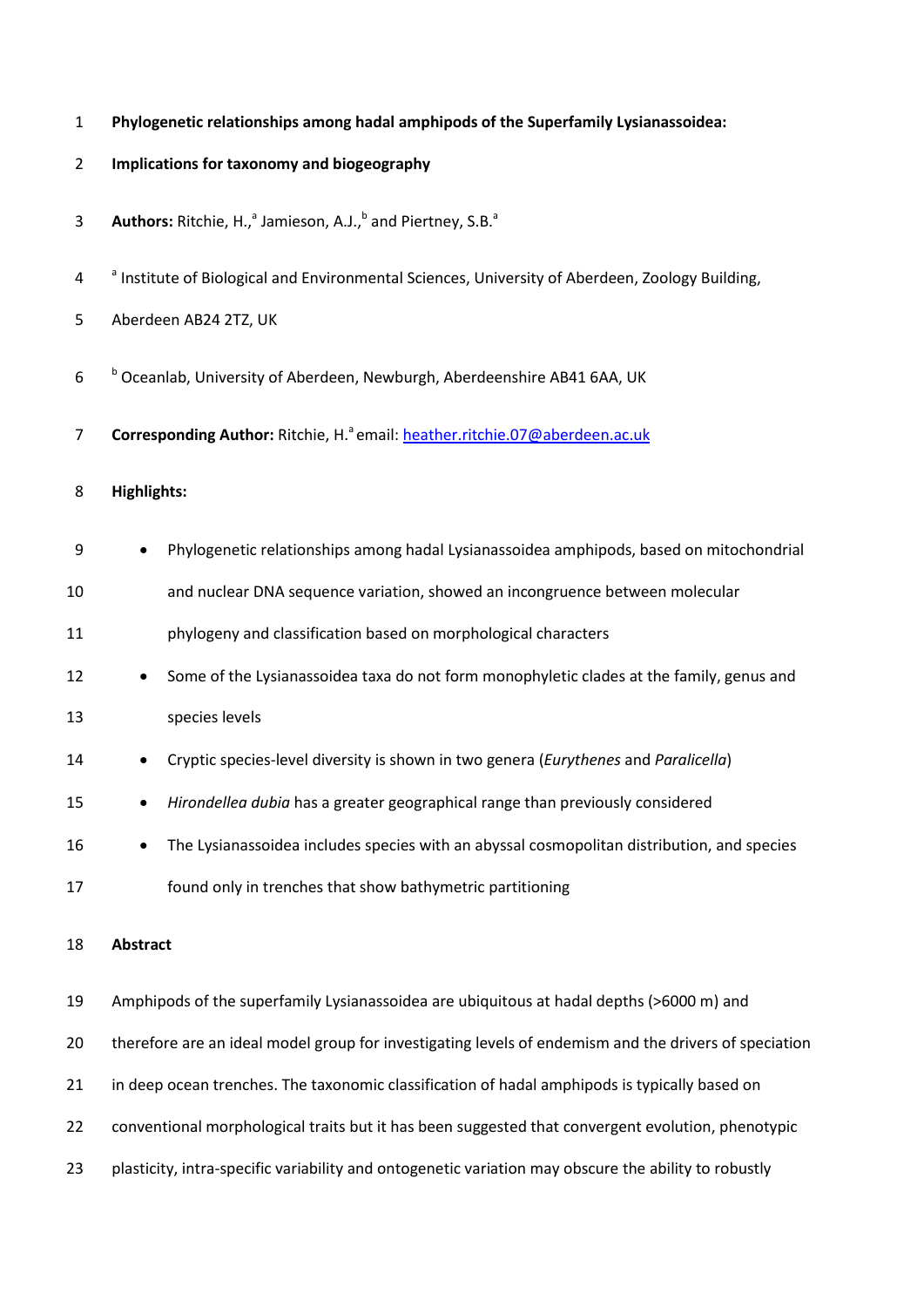# Phylogenetic relationships among hadal amphipods of the Superfamily Lysianassoidea: Implications for taxonomy and biogeography

**Authors:** Ritchie, H.,[a] Jamieson, A.J.,[b] and Piertney, S.B.[a]

[a] Institute of Biological and Environmental Sciences, University of Aberdeen, Zoology Building, Aberdeen AB24 2TZ, UK

[b] Oceanlab, University of Aberdeen, Newburgh, Aberdeenshire AB41 6AA, UK

**Corresponding Author:** Ritchie, H.[a] email: heather.ritchie.07@aberdeen.ac.uk

**Highlights:**

- Phylogenetic relationships among hadal Lysianassoidea amphipods, based on mitochondrial and nuclear DNA sequence variation, showed an incongruence between molecular phylogeny and classification based on morphological characters
- Some of the Lysianassoidea taxa do not form monophyletic clades at the family, genus and species levels
- Cryptic species-level diversity is shown in two genera (*Eurythenes* and *Paralicella*)
- *Hirondellea dubia* has a greater geographical range than previously considered
- The Lysianassoidea includes species with an abyssal cosmopolitan distribution, and species found only in trenches that show bathymetric partitioning

## Abstract

Amphipods of the superfamily Lysianassoidea are ubiquitous at hadal depths (>6000 m) and therefore are an ideal model group for investigating levels of endemism and the drivers of speciation in deep ocean trenches. The taxonomic classification of hadal amphipods is typically based on conventional morphological traits but it has been suggested that convergent evolution, phenotypic plasticity, intra-specific variability and ontogenetic variation may obscure the ability to robustly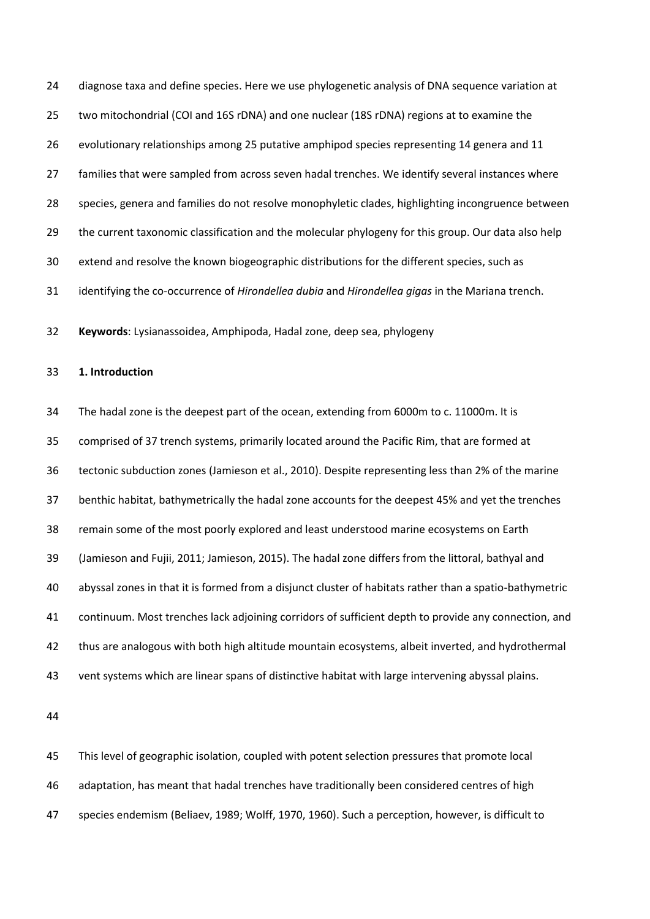diagnose taxa and define species. Here we use phylogenetic analysis of DNA sequence variation at two mitochondrial (COI and 16S rDNA) and one nuclear (18S rDNA) regions at to examine the evolutionary relationships among 25 putative amphipod species representing 14 genera and 11 families that were sampled from across seven hadal trenches. We identify several instances where species, genera and families do not resolve monophyletic clades, highlighting incongruence between the current taxonomic classification and the molecular phylogeny for this group. Our data also help extend and resolve the known biogeographic distributions for the different species, such as identifying the co-occurrence of *Hirondellea dubia* and *Hirondellea gigas* in the Mariana trench.

**Keywords**: Lysianassoidea, Amphipoda, Hadal zone, deep sea, phylogeny

## 1. Introduction

The hadal zone is the deepest part of the ocean, extending from 6000m to c. 11000m. It is comprised of 37 trench systems, primarily located around the Pacific Rim, that are formed at tectonic subduction zones (Jamieson et al., 2010). Despite representing less than 2% of the marine benthic habitat, bathymetrically the hadal zone accounts for the deepest 45% and yet the trenches remain some of the most poorly explored and least understood marine ecosystems on Earth (Jamieson and Fujii, 2011; Jamieson, 2015). The hadal zone differs from the littoral, bathyal and abyssal zones in that it is formed from a disjunct cluster of habitats rather than a spatio-bathymetric continuum. Most trenches lack adjoining corridors of sufficient depth to provide any connection, and thus are analogous with both high altitude mountain ecosystems, albeit inverted, and hydrothermal vent systems which are linear spans of distinctive habitat with large intervening abyssal plains.

This level of geographic isolation, coupled with potent selection pressures that promote local adaptation, has meant that hadal trenches have traditionally been considered centres of high species endemism (Beliaev, 1989; Wolff, 1970, 1960). Such a perception, however, is difficult to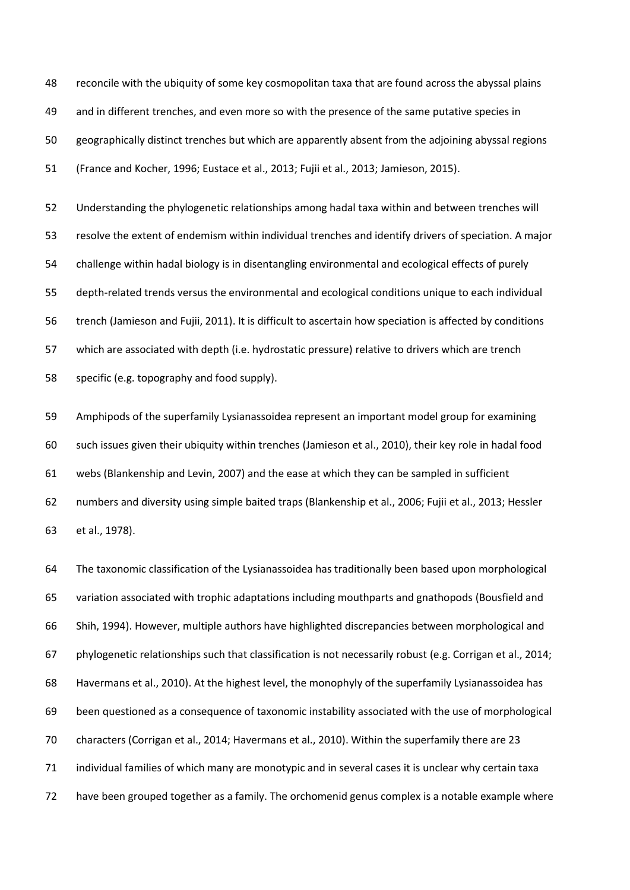reconcile with the ubiquity of some key cosmopolitan taxa that are found across the abyssal plains and in different trenches, and even more so with the presence of the same putative species in geographically distinct trenches but which are apparently absent from the adjoining abyssal regions (France and Kocher, 1996; Eustace et al., 2013; Fujii et al., 2013; Jamieson, 2015).

Understanding the phylogenetic relationships among hadal taxa within and between trenches will resolve the extent of endemism within individual trenches and identify drivers of speciation. A major challenge within hadal biology is in disentangling environmental and ecological effects of purely depth-related trends versus the environmental and ecological conditions unique to each individual trench (Jamieson and Fujii, 2011). It is difficult to ascertain how speciation is affected by conditions which are associated with depth (i.e. hydrostatic pressure) relative to drivers which are trench specific (e.g. topography and food supply).

Amphipods of the superfamily Lysianassoidea represent an important model group for examining such issues given their ubiquity within trenches (Jamieson et al., 2010), their key role in hadal food webs (Blankenship and Levin, 2007) and the ease at which they can be sampled in sufficient numbers and diversity using simple baited traps (Blankenship et al., 2006; Fujii et al., 2013; Hessler et al., 1978).

The taxonomic classification of the Lysianassoidea has traditionally been based upon morphological variation associated with trophic adaptations including mouthparts and gnathopods (Bousfield and Shih, 1994). However, multiple authors have highlighted discrepancies between morphological and phylogenetic relationships such that classification is not necessarily robust (e.g. Corrigan et al., 2014; Havermans et al., 2010). At the highest level, the monophyly of the superfamily Lysianassoidea has been questioned as a consequence of taxonomic instability associated with the use of morphological characters (Corrigan et al., 2014; Havermans et al., 2010). Within the superfamily there are 23 individual families of which many are monotypic and in several cases it is unclear why certain taxa have been grouped together as a family. The orchomenid genus complex is a notable example where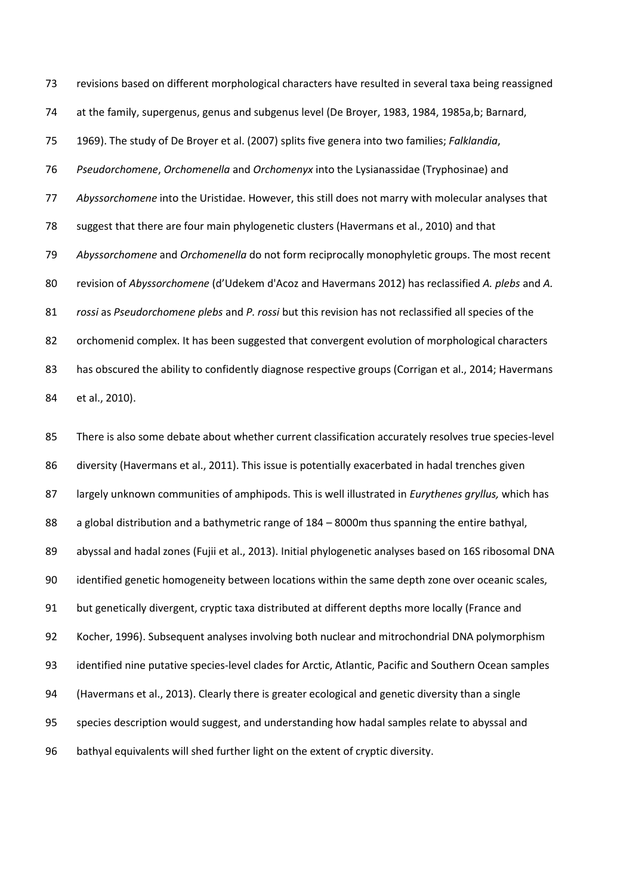revisions based on different morphological characters have resulted in several taxa being reassigned at the family, supergenus, genus and subgenus level (De Broyer, 1983, 1984, 1985a,b; Barnard, 1969). The study of De Broyer et al. (2007) splits five genera into two families; *Falklandia*, *Pseudorchomene*, *Orchomenella* and *Orchomenyx* into the Lysianassidae (Tryphosinae) and *Abyssorchomene* into the Uristidae. However, this still does not marry with molecular analyses that suggest that there are four main phylogenetic clusters (Havermans et al., 2010) and that *Abyssorchomene* and *Orchomenella* do not form reciprocally monophyletic groups. The most recent revision of *Abyssorchomene* (d'Udekem d'Acoz and Havermans 2012) has reclassified *A. plebs* and *A. rossi* as *Pseudorchomene plebs* and *P. rossi* but this revision has not reclassified all species of the orchomenid complex. It has been suggested that convergent evolution of morphological characters has obscured the ability to confidently diagnose respective groups (Corrigan et al., 2014; Havermans et al., 2010).

There is also some debate about whether current classification accurately resolves true species-level diversity (Havermans et al., 2011). This issue is potentially exacerbated in hadal trenches given largely unknown communities of amphipods. This is well illustrated in *Eurythenes gryllus,* which has a global distribution and a bathymetric range of 184 – 8000m thus spanning the entire bathyal, abyssal and hadal zones (Fujii et al., 2013). Initial phylogenetic analyses based on 16S ribosomal DNA identified genetic homogeneity between locations within the same depth zone over oceanic scales, but genetically divergent, cryptic taxa distributed at different depths more locally (France and Kocher, 1996). Subsequent analyses involving both nuclear and mitochondrial DNA polymorphism identified nine putative species-level clades for Arctic, Atlantic, Pacific and Southern Ocean samples (Havermans et al., 2013). Clearly there is greater ecological and genetic diversity than a single species description would suggest, and understanding how hadal samples relate to abyssal and bathyal equivalents will shed further light on the extent of cryptic diversity.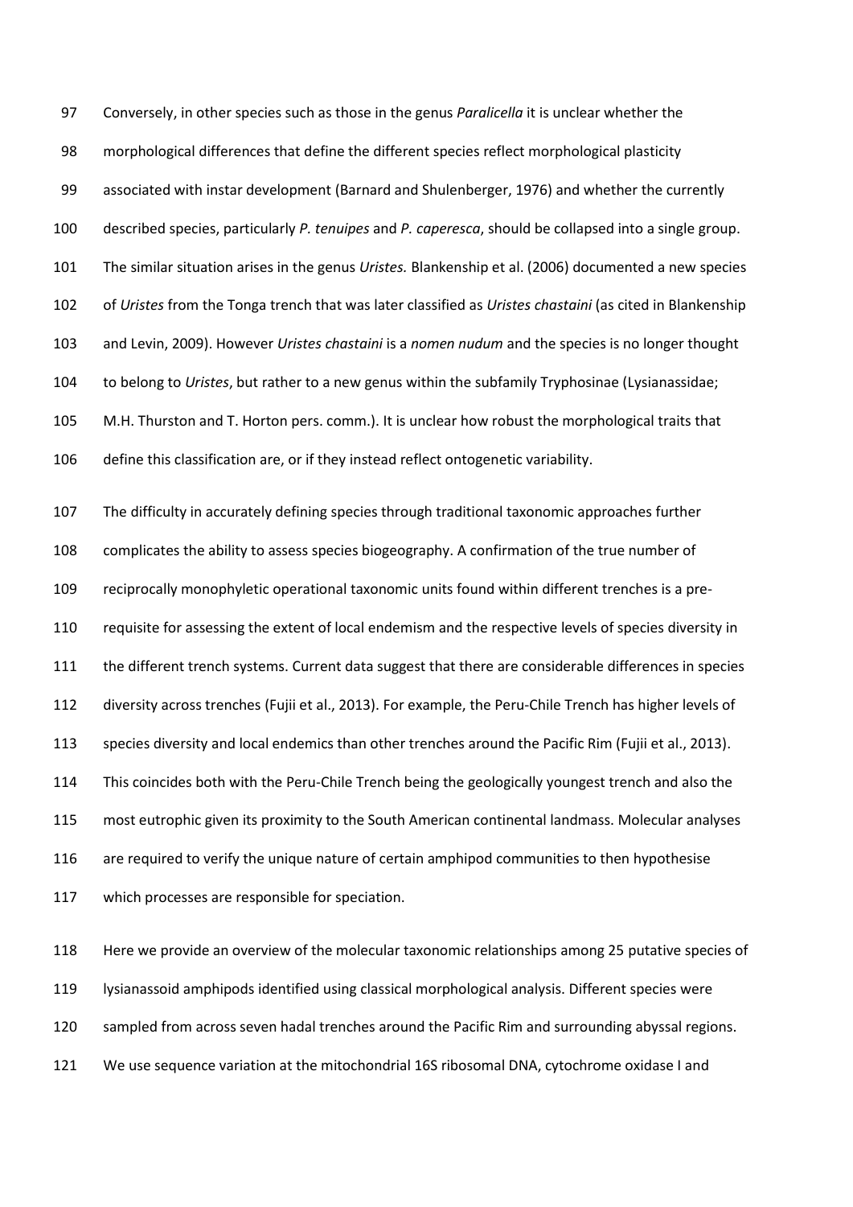Conversely, in other species such as those in the genus *Paralicella* it is unclear whether the morphological differences that define the different species reflect morphological plasticity associated with instar development (Barnard and Shulenberger, 1976) and whether the currently described species, particularly *P. tenuipes* and *P. caperesca*, should be collapsed into a single group. The similar situation arises in the genus *Uristes.* Blankenship et al. (2006) documented a new species of *Uristes* from the Tonga trench that was later classified as *Uristes chastaini* (as cited in Blankenship and Levin, 2009). However *Uristes chastaini* is a *nomen nudum* and the species is no longer thought to belong to *Uristes*, but rather to a new genus within the subfamily Tryphosinae (Lysianassidae; M.H. Thurston and T. Horton pers. comm.). It is unclear how robust the morphological traits that define this classification are, or if they instead reflect ontogenetic variability.

The difficulty in accurately defining species through traditional taxonomic approaches further complicates the ability to assess species biogeography. A confirmation of the true number of reciprocally monophyletic operational taxonomic units found within different trenches is a pre-requisite for assessing the extent of local endemism and the respective levels of species diversity in the different trench systems. Current data suggest that there are considerable differences in species diversity across trenches (Fujii et al., 2013). For example, the Peru-Chile Trench has higher levels of species diversity and local endemics than other trenches around the Pacific Rim (Fujii et al., 2013). This coincides both with the Peru-Chile Trench being the geologically youngest trench and also the most eutrophic given its proximity to the South American continental landmass. Molecular analyses are required to verify the unique nature of certain amphipod communities to then hypothesise which processes are responsible for speciation.

Here we provide an overview of the molecular taxonomic relationships among 25 putative species of lysianassoid amphipods identified using classical morphological analysis. Different species were sampled from across seven hadal trenches around the Pacific Rim and surrounding abyssal regions. We use sequence variation at the mitochondrial 16S ribosomal DNA, cytochrome oxidase I and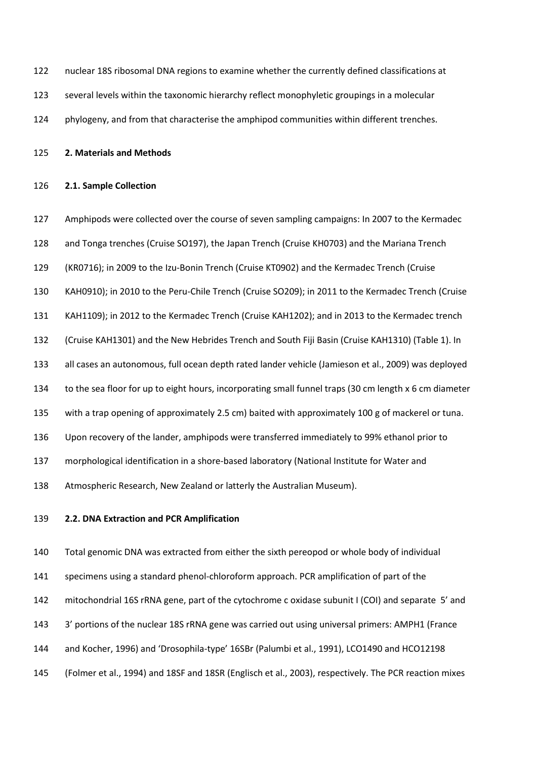nuclear 18S ribosomal DNA regions to examine whether the currently defined classifications at several levels within the taxonomic hierarchy reflect monophyletic groupings in a molecular phylogeny, and from that characterise the amphipod communities within different trenches.

## 2. Materials and Methods

### 2.1. Sample Collection

Amphipods were collected over the course of seven sampling campaigns: In 2007 to the Kermadec and Tonga trenches (Cruise SO197), the Japan Trench (Cruise KH0703) and the Mariana Trench (KR0716); in 2009 to the Izu-Bonin Trench (Cruise KT0902) and the Kermadec Trench (Cruise KAH0910); in 2010 to the Peru-Chile Trench (Cruise SO209); in 2011 to the Kermadec Trench (Cruise KAH1109); in 2012 to the Kermadec Trench (Cruise KAH1202); and in 2013 to the Kermadec trench (Cruise KAH1301) and the New Hebrides Trench and South Fiji Basin (Cruise KAH1310) (Table 1). In all cases an autonomous, full ocean depth rated lander vehicle (Jamieson et al., 2009) was deployed to the sea floor for up to eight hours, incorporating small funnel traps (30 cm length x 6 cm diameter with a trap opening of approximately 2.5 cm) baited with approximately 100 g of mackerel or tuna. Upon recovery of the lander, amphipods were transferred immediately to 99% ethanol prior to morphological identification in a shore-based laboratory (National Institute for Water and Atmospheric Research, New Zealand or latterly the Australian Museum).

### 2.2. DNA Extraction and PCR Amplification

Total genomic DNA was extracted from either the sixth pereopod or whole body of individual specimens using a standard phenol-chloroform approach. PCR amplification of part of the mitochondrial 16S rRNA gene, part of the cytochrome c oxidase subunit I (COI) and separate 5' and 3' portions of the nuclear 18S rRNA gene was carried out using universal primers: AMPH1 (France and Kocher, 1996) and 'Drosophila-type' 16SBr (Palumbi et al., 1991), LCO1490 and HCO12198 (Folmer et al., 1994) and 18SF and 18SR (Englisch et al., 2003), respectively. The PCR reaction mixes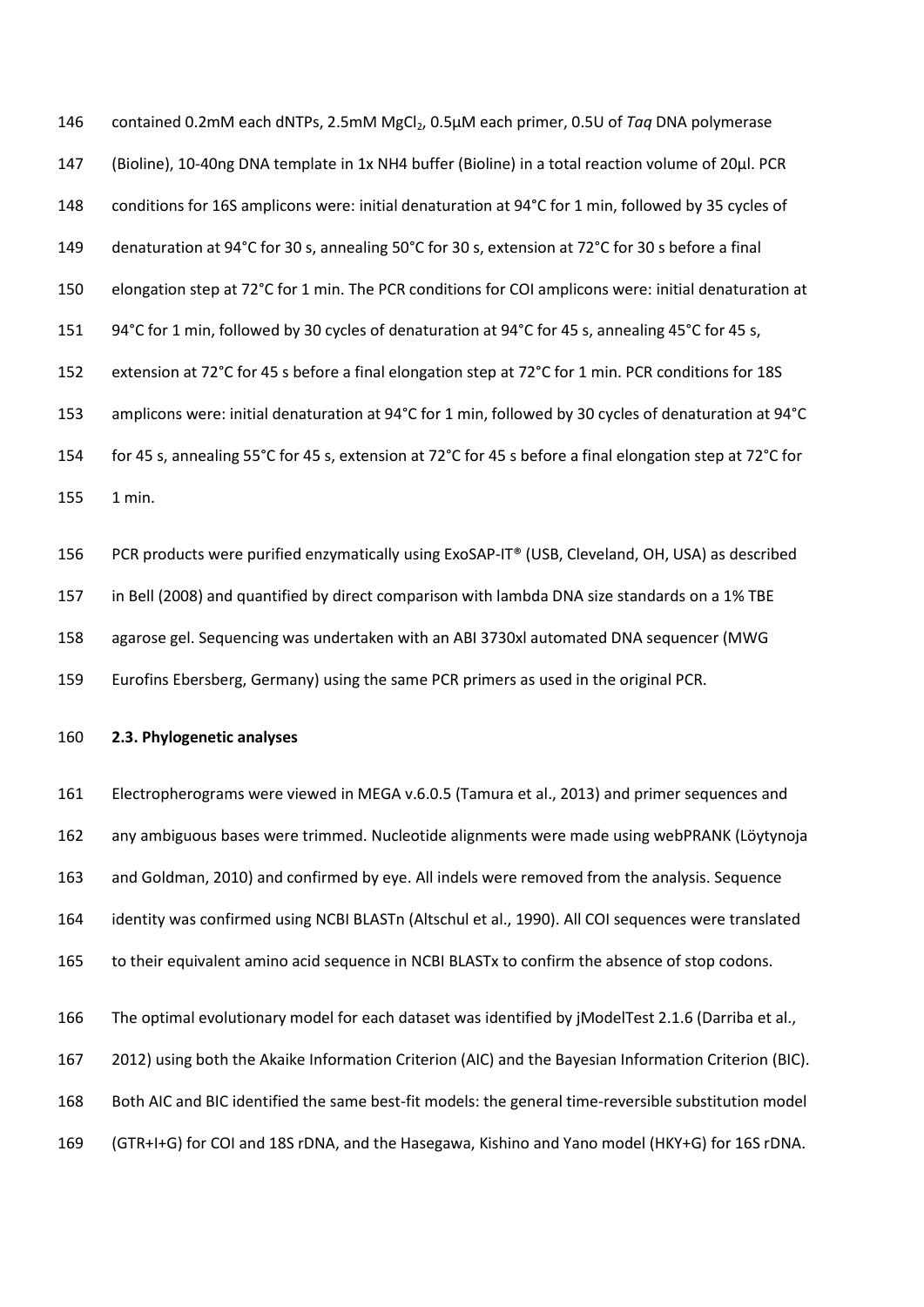contained 0.2mM each dNTPs, 2.5mM $MgCl_2$, 0.5µM each primer, 0.5U of *Taq* DNA polymerase (Bioline), 10-40ng DNA template in 1x NH4 buffer (Bioline) in a total reaction volume of 20µl. PCR conditions for 16S amplicons were: initial denaturation at 94°C for 1 min, followed by 35 cycles of denaturation at 94°C for 30 s, annealing 50°C for 30 s, extension at 72°C for 30 s before a final elongation step at 72°C for 1 min. The PCR conditions for COI amplicons were: initial denaturation at 94°C for 1 min, followed by 30 cycles of denaturation at 94°C for 45 s, annealing 45°C for 45 s, extension at 72°C for 45 s before a final elongation step at 72°C for 1 min. PCR conditions for 18S amplicons were: initial denaturation at 94°C for 1 min, followed by 30 cycles of denaturation at 94°C for 45 s, annealing 55°C for 45 s, extension at 72°C for 45 s before a final elongation step at 72°C for 1 min.

PCR products were purified enzymatically using ExoSAP-IT® (USB, Cleveland, OH, USA) as described in Bell (2008) and quantified by direct comparison with lambda DNA size standards on a 1% TBE agarose gel. Sequencing was undertaken with an ABI 3730xl automated DNA sequencer (MWG Eurofins Ebersberg, Germany) using the same PCR primers as used in the original PCR.

### 2.3. Phylogenetic analyses

Electropherograms were viewed in MEGA v.6.0.5 (Tamura et al., 2013) and primer sequences and any ambiguous bases were trimmed. Nucleotide alignments were made using webPRANK (Löytynoja and Goldman, 2010) and confirmed by eye. All indels were removed from the analysis. Sequence identity was confirmed using NCBI BLASTn (Altschul et al., 1990). All COI sequences were translated to their equivalent amino acid sequence in NCBI BLASTx to confirm the absence of stop codons.

The optimal evolutionary model for each dataset was identified by jModelTest 2.1.6 (Darriba et al., 2012) using both the Akaike Information Criterion (AIC) and the Bayesian Information Criterion (BIC). Both AIC and BIC identified the same best-fit models: the general time-reversible substitution model (GTR+I+G) for COI and 18S rDNA, and the Hasegawa, Kishino and Yano model (HKY+G) for 16S rDNA.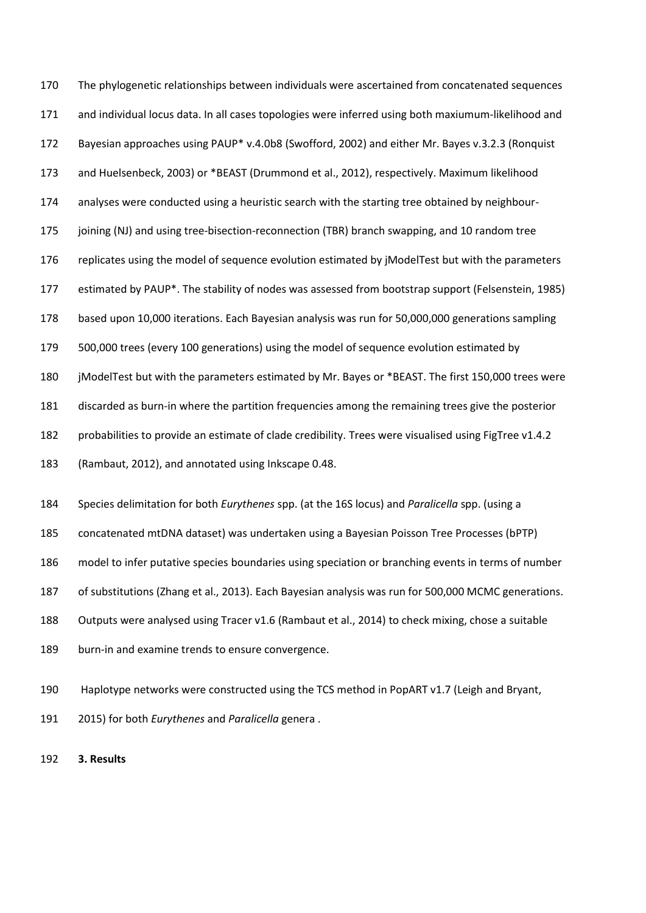The phylogenetic relationships between individuals were ascertained from concatenated sequences and individual locus data. In all cases topologies were inferred using both maxiumum-likelihood and Bayesian approaches using PAUP* v.4.0b8 (Swofford, 2002) and either Mr. Bayes v.3.2.3 (Ronquist and Huelsenbeck, 2003) or *BEAST (Drummond et al., 2012), respectively. Maximum likelihood analyses were conducted using a heuristic search with the starting tree obtained by neighbour-joining (NJ) and using tree-bisection-reconnection (TBR) branch swapping, and 10 random tree replicates using the model of sequence evolution estimated by jModelTest but with the parameters estimated by PAUP*. The stability of nodes was assessed from bootstrap support (Felsenstein, 1985) based upon 10,000 iterations. Each Bayesian analysis was run for 50,000,000 generations sampling 500,000 trees (every 100 generations) using the model of sequence evolution estimated by jModelTest but with the parameters estimated by Mr. Bayes or *BEAST. The first 150,000 trees were discarded as burn-in where the partition frequencies among the remaining trees give the posterior probabilities to provide an estimate of clade credibility. Trees were visualised using FigTree v1.4.2 (Rambaut, 2012), and annotated using Inkscape 0.48.

Species delimitation for both *Eurythenes* spp. (at the 16S locus) and *Paralicella* spp. (using a concatenated mtDNA dataset) was undertaken using a Bayesian Poisson Tree Processes (bPTP) model to infer putative species boundaries using speciation or branching events in terms of number of substitutions (Zhang et al., 2013). Each Bayesian analysis was run for 500,000 MCMC generations. Outputs were analysed using Tracer v1.6 (Rambaut et al., 2014) to check mixing, chose a suitable burn-in and examine trends to ensure convergence.

Haplotype networks were constructed using the TCS method in PopART v1.7 (Leigh and Bryant, 2015) for both *Eurythenes* and *Paralicella* genera .

## 3. Results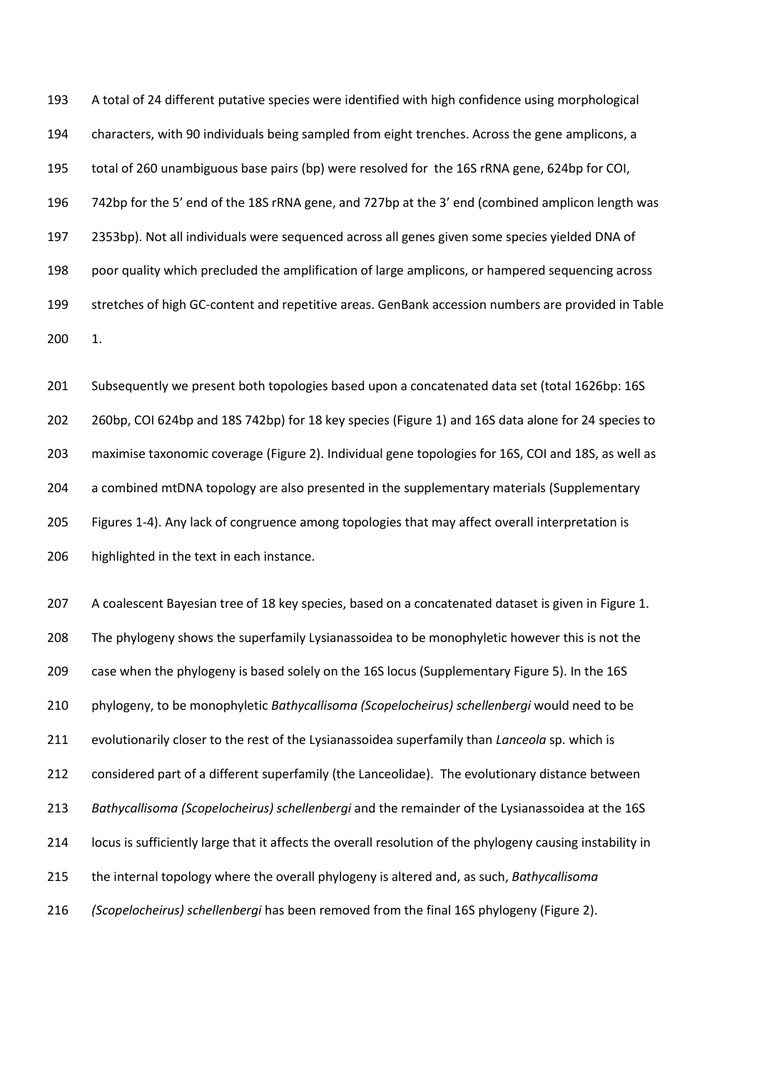A total of 24 different putative species were identified with high confidence using morphological characters, with 90 individuals being sampled from eight trenches. Across the gene amplicons, a total of 260 unambiguous base pairs (bp) were resolved for the 16S rRNA gene, 624bp for COI, 742bp for the 5' end of the 18S rRNA gene, and 727bp at the 3' end (combined amplicon length was 2353bp). Not all individuals were sequenced across all genes given some species yielded DNA of poor quality which precluded the amplification of large amplicons, or hampered sequencing across stretches of high GC-content and repetitive areas. GenBank accession numbers are provided in Table 1.

Subsequently we present both topologies based upon a concatenated data set (total 1626bp: 16S 260bp, COI 624bp and 18S 742bp) for 18 key species (Figure 1) and 16S data alone for 24 species to maximise taxonomic coverage (Figure 2). Individual gene topologies for 16S, COI and 18S, as well as a combined mtDNA topology are also presented in the supplementary materials (Supplementary Figures 1-4). Any lack of congruence among topologies that may affect overall interpretation is highlighted in the text in each instance.

A coalescent Bayesian tree of 18 key species, based on a concatenated dataset is given in Figure 1. The phylogeny shows the superfamily Lysianassoidea to be monophyletic however this is not the case when the phylogeny is based solely on the 16S locus (Supplementary Figure 5). In the 16S phylogeny, to be monophyletic *Bathycallisoma (Scopelocheirus) schellenbergi* would need to be evolutionarily closer to the rest of the Lysianassoidea superfamily than *Lanceola* sp. which is considered part of a different superfamily (the Lanceolidae). The evolutionary distance between *Bathycallisoma (Scopelocheirus) schellenbergi* and the remainder of the Lysianassoidea at the 16S locus is sufficiently large that it affects the overall resolution of the phylogeny causing instability in the internal topology where the overall phylogeny is altered and, as such, *Bathycallisoma (Scopelocheirus) schellenbergi* has been removed from the final 16S phylogeny (Figure 2).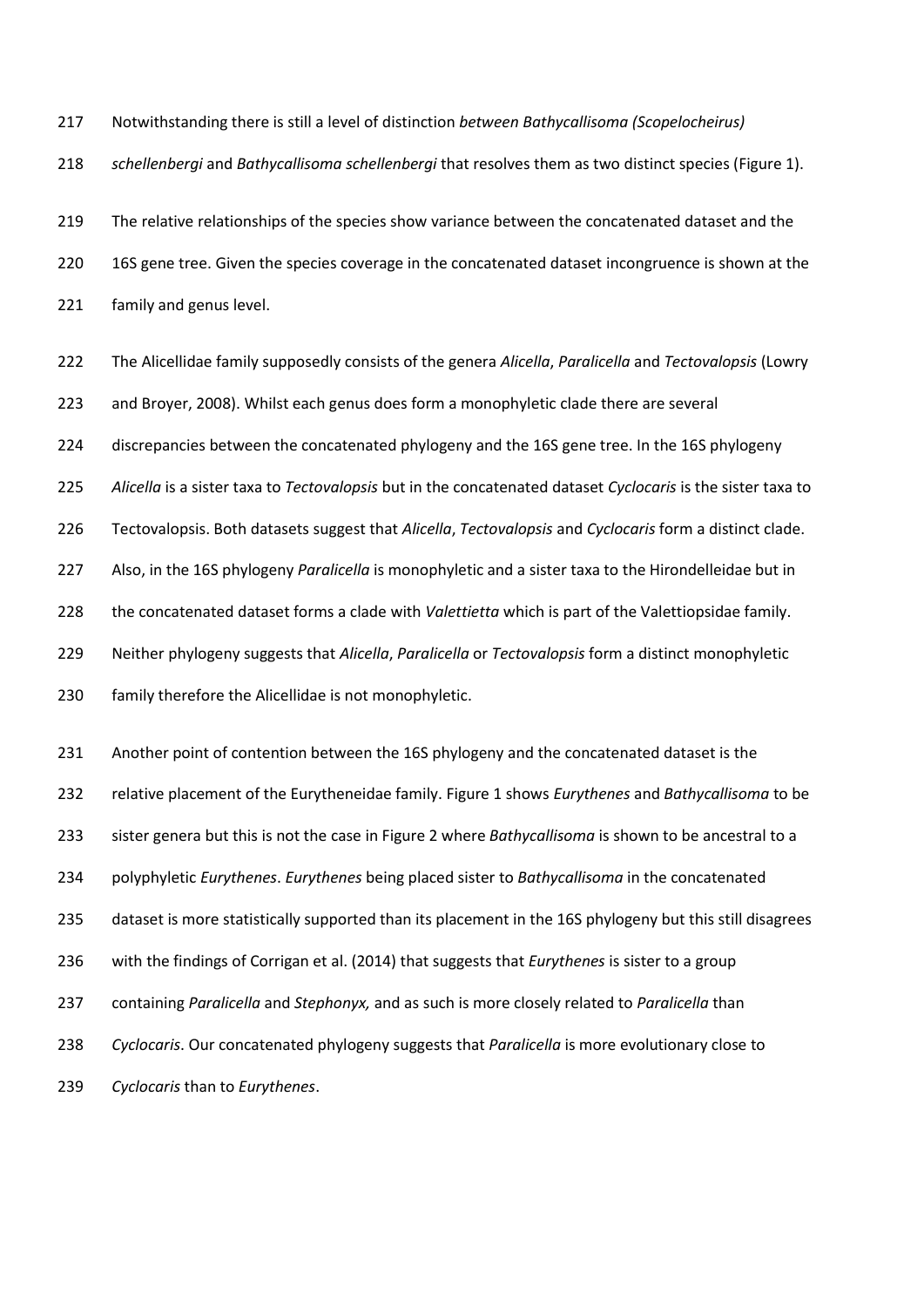Notwithstanding there is still a level of distinction *between Bathycallisoma (Scopelocheirus) schellenbergi* and *Bathycallisoma schellenbergi* that resolves them as two distinct species (Figure 1).

The relative relationships of the species show variance between the concatenated dataset and the 16S gene tree. Given the species coverage in the concatenated dataset incongruence is shown at the family and genus level.

The Alicellidae family supposedly consists of the genera *Alicella*, *Paralicella* and *Tectovalopsis* (Lowry and Broyer, 2008). Whilst each genus does form a monophyletic clade there are several discrepancies between the concatenated phylogeny and the 16S gene tree. In the 16S phylogeny *Alicella* is a sister taxa to *Tectovalopsis* but in the concatenated dataset *Cyclocaris* is the sister taxa to Tectovalopsis. Both datasets suggest that *Alicella*, *Tectovalopsis* and *Cyclocaris* form a distinct clade. Also, in the 16S phylogeny *Paralicella* is monophyletic and a sister taxa to the Hirondelleidae but in the concatenated dataset forms a clade with *Valettietta* which is part of the Valettiopsidae family. Neither phylogeny suggests that *Alicella*, *Paralicella* or *Tectovalopsis* form a distinct monophyletic family therefore the Alicellidae is not monophyletic.

Another point of contention between the 16S phylogeny and the concatenated dataset is the relative placement of the Eurytheneidae family. Figure 1 shows *Eurythenes* and *Bathycallisoma* to be sister genera but this is not the case in Figure 2 where *Bathycallisoma* is shown to be ancestral to a polyphyletic *Eurythenes*. *Eurythenes* being placed sister to *Bathycallisoma* in the concatenated dataset is more statistically supported than its placement in the 16S phylogeny but this still disagrees with the findings of Corrigan et al. (2014) that suggests that *Eurythenes* is sister to a group containing *Paralicella* and *Stephonyx,* and as such is more closely related to *Paralicella* than *Cyclocaris*. Our concatenated phylogeny suggests that *Paralicella* is more evolutionary close to *Cyclocaris* than to *Eurythenes*.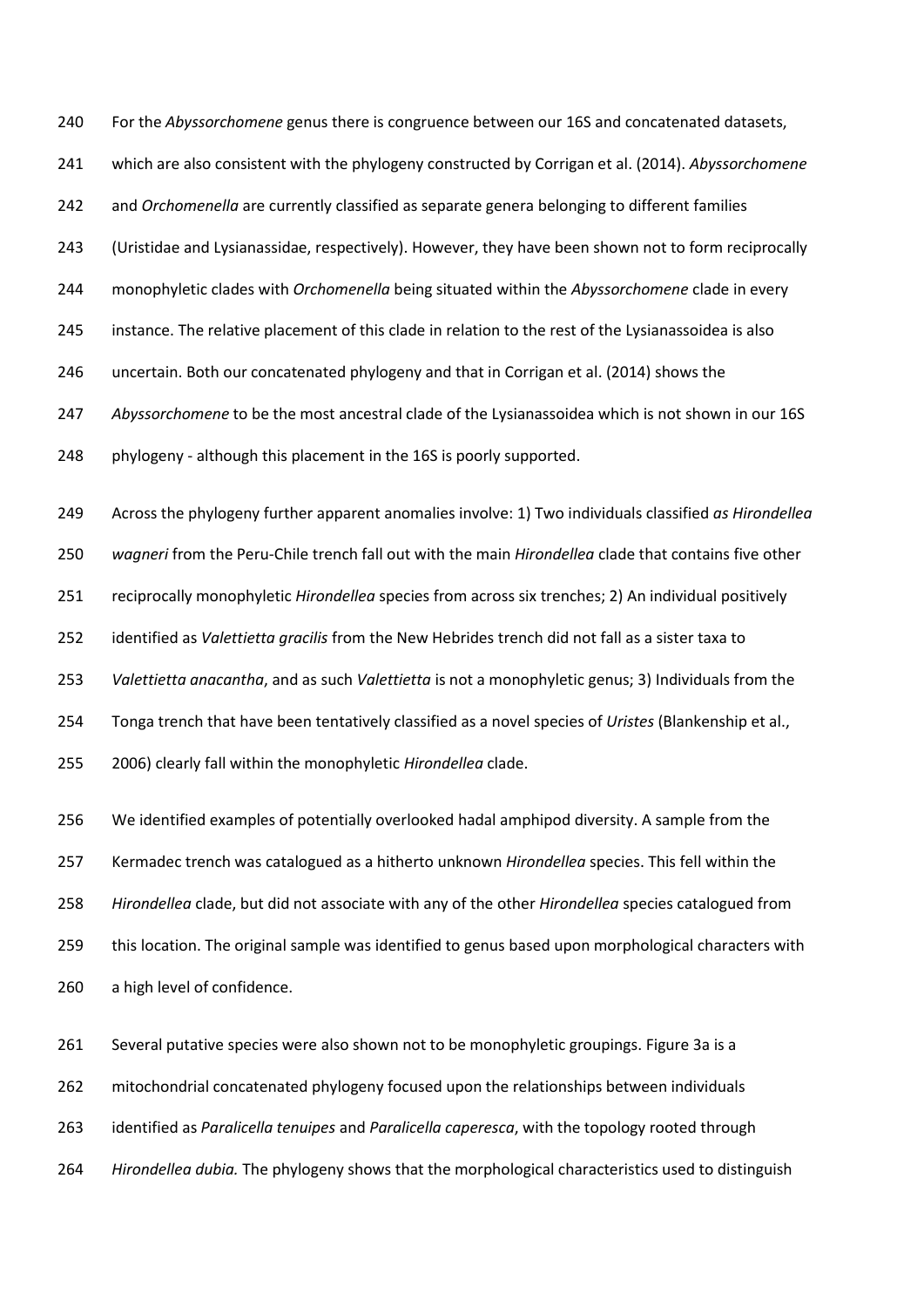For the *Abyssorchomene* genus there is congruence between our 16S and concatenated datasets, which are also consistent with the phylogeny constructed by Corrigan et al. (2014). *Abyssorchomene* and *Orchomenella* are currently classified as separate genera belonging to different families (Uristidae and Lysianassidae, respectively). However, they have been shown not to form reciprocally monophyletic clades with *Orchomenella* being situated within the *Abyssorchomene* clade in every instance. The relative placement of this clade in relation to the rest of the Lysianassoidea is also uncertain. Both our concatenated phylogeny and that in Corrigan et al. (2014) shows the *Abyssorchomene* to be the most ancestral clade of the Lysianassoidea which is not shown in our 16S phylogeny - although this placement in the 16S is poorly supported.

Across the phylogeny further apparent anomalies involve: 1) Two individuals classified *as Hirondellea wagneri* from the Peru-Chile trench fall out with the main *Hirondellea* clade that contains five other reciprocally monophyletic *Hirondellea* species from across six trenches; 2) An individual positively identified as *Valettietta gracilis* from the New Hebrides trench did not fall as a sister taxa to *Valettietta anacantha*, and as such *Valettietta* is not a monophyletic genus; 3) Individuals from the Tonga trench that have been tentatively classified as a novel species of *Uristes* (Blankenship et al., 2006) clearly fall within the monophyletic *Hirondellea* clade.

We identified examples of potentially overlooked hadal amphipod diversity. A sample from the Kermadec trench was catalogued as a hitherto unknown *Hirondellea* species. This fell within the *Hirondellea* clade, but did not associate with any of the other *Hirondellea* species catalogued from this location. The original sample was identified to genus based upon morphological characters with a high level of confidence.

Several putative species were also shown not to be monophyletic groupings. Figure 3a is a mitochondrial concatenated phylogeny focused upon the relationships between individuals identified as *Paralicella tenuipes* and *Paralicella caperesca*, with the topology rooted through *Hirondellea dubia.* The phylogeny shows that the morphological characteristics used to distinguish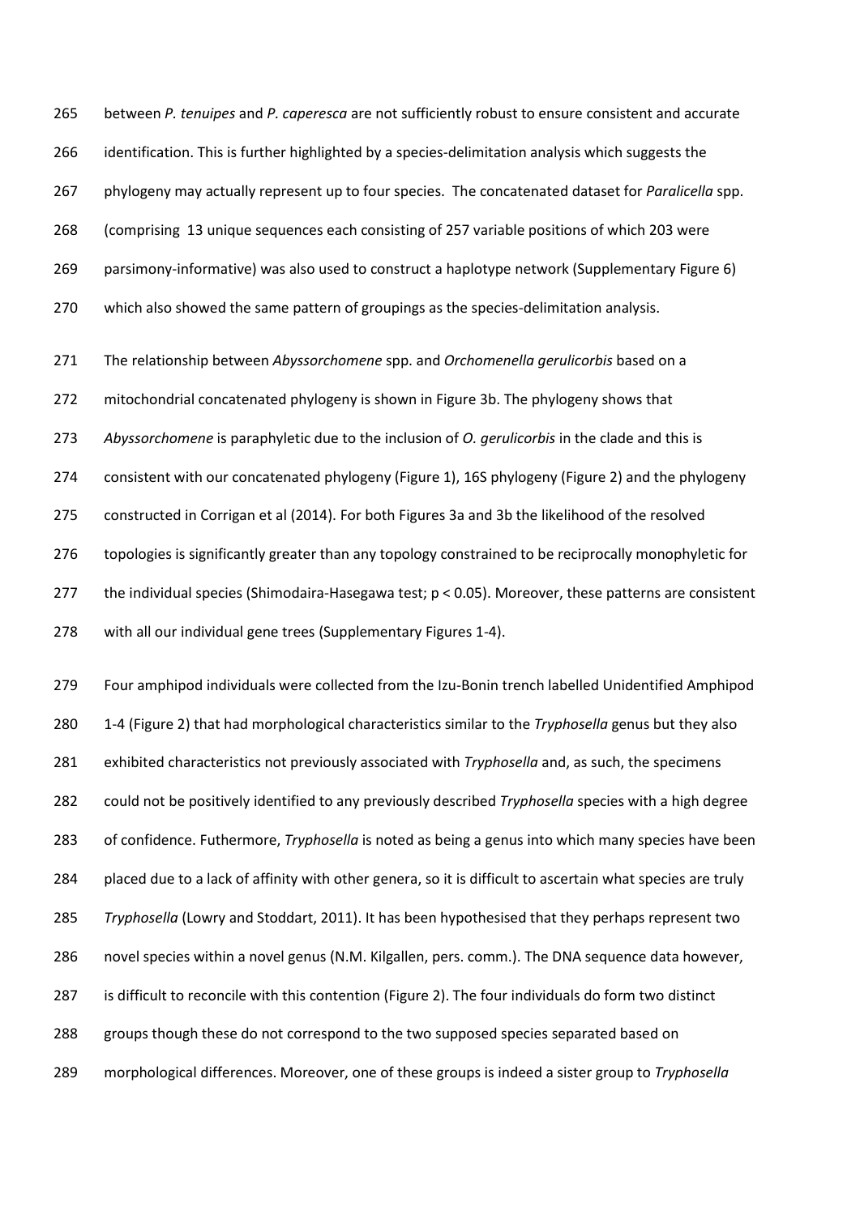between *P. tenuipes* and *P. caperesca* are not sufficiently robust to ensure consistent and accurate identification. This is further highlighted by a species-delimitation analysis which suggests the phylogeny may actually represent up to four species. The concatenated dataset for *Paralicella* spp. (comprising 13 unique sequences each consisting of 257 variable positions of which 203 were parsimony-informative) was also used to construct a haplotype network (Supplementary Figure 6) which also showed the same pattern of groupings as the species-delimitation analysis.

The relationship between *Abyssorchomene* spp. and *Orchomenella gerulicorbis* based on a mitochondrial concatenated phylogeny is shown in Figure 3b. The phylogeny shows that *Abyssorchomene* is paraphyletic due to the inclusion of *O. gerulicorbis* in the clade and this is consistent with our concatenated phylogeny (Figure 1), 16S phylogeny (Figure 2) and the phylogeny constructed in Corrigan et al (2014). For both Figures 3a and 3b the likelihood of the resolved topologies is significantly greater than any topology constrained to be reciprocally monophyletic for the individual species (Shimodaira-Hasegawa test; $p < 0.05$). Moreover, these patterns are consistent with all our individual gene trees (Supplementary Figures 1-4).

Four amphipod individuals were collected from the Izu-Bonin trench labelled Unidentified Amphipod 1-4 (Figure 2) that had morphological characteristics similar to the *Tryphosella* genus but they also exhibited characteristics not previously associated with *Tryphosella* and, as such, the specimens could not be positively identified to any previously described *Tryphosella* species with a high degree of confidence. Futhermore, *Tryphosella* is noted as being a genus into which many species have been placed due to a lack of affinity with other genera, so it is difficult to ascertain what species are truly *Tryphosella* (Lowry and Stoddart, 2011). It has been hypothesised that they perhaps represent two novel species within a novel genus (N.M. Kilgallen, pers. comm.). The DNA sequence data however, is difficult to reconcile with this contention (Figure 2). The four individuals do form two distinct groups though these do not correspond to the two supposed species separated based on morphological differences. Moreover, one of these groups is indeed a sister group to *Tryphosella*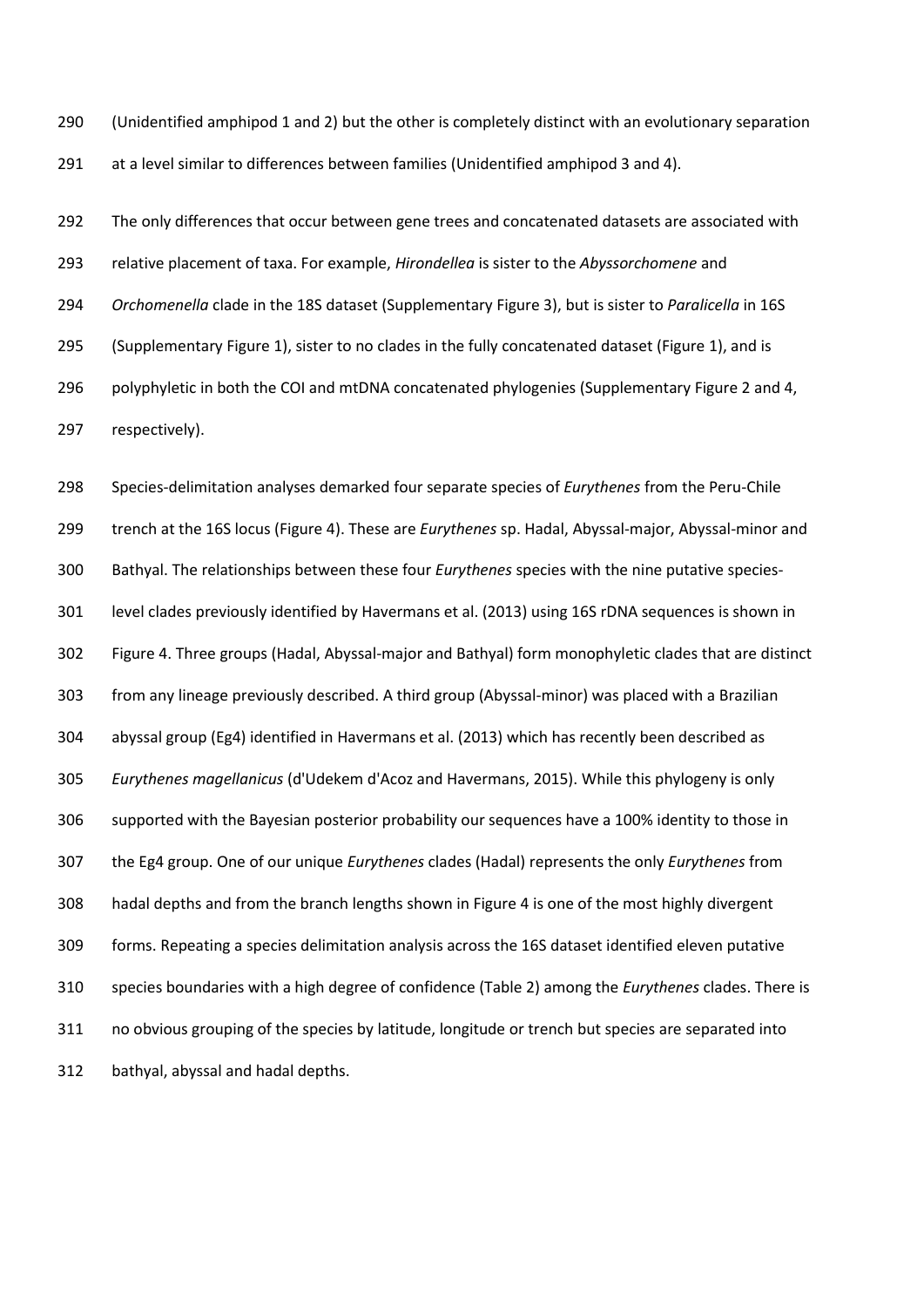(Unidentified amphipod 1 and 2) but the other is completely distinct with an evolutionary separation at a level similar to differences between families (Unidentified amphipod 3 and 4).

The only differences that occur between gene trees and concatenated datasets are associated with relative placement of taxa. For example, *Hirondellea* is sister to the *Abyssorchomene* and *Orchomenella* clade in the 18S dataset (Supplementary Figure 3), but is sister to *Paralicella* in 16S (Supplementary Figure 1), sister to no clades in the fully concatenated dataset (Figure 1), and is polyphyletic in both the COI and mtDNA concatenated phylogenies (Supplementary Figure 2 and 4, respectively).

Species-delimitation analyses demarked four separate species of *Eurythenes* from the Peru-Chile trench at the 16S locus (Figure 4). These are *Eurythenes* sp. Hadal, Abyssal-major, Abyssal-minor and Bathyal. The relationships between these four *Eurythenes* species with the nine putative species-level clades previously identified by Havermans et al. (2013) using 16S rDNA sequences is shown in Figure 4. Three groups (Hadal, Abyssal-major and Bathyal) form monophyletic clades that are distinct from any lineage previously described. A third group (Abyssal-minor) was placed with a Brazilian abyssal group (Eg4) identified in Havermans et al. (2013) which has recently been described as *Eurythenes magellanicus* (d'Udekem d'Acoz and Havermans, 2015). While this phylogeny is only supported with the Bayesian posterior probability our sequences have a 100% identity to those in the Eg4 group. One of our unique *Eurythenes* clades (Hadal) represents the only *Eurythenes* from hadal depths and from the branch lengths shown in Figure 4 is one of the most highly divergent forms. Repeating a species delimitation analysis across the 16S dataset identified eleven putative species boundaries with a high degree of confidence (Table 2) among the *Eurythenes* clades. There is no obvious grouping of the species by latitude, longitude or trench but species are separated into bathyal, abyssal and hadal depths.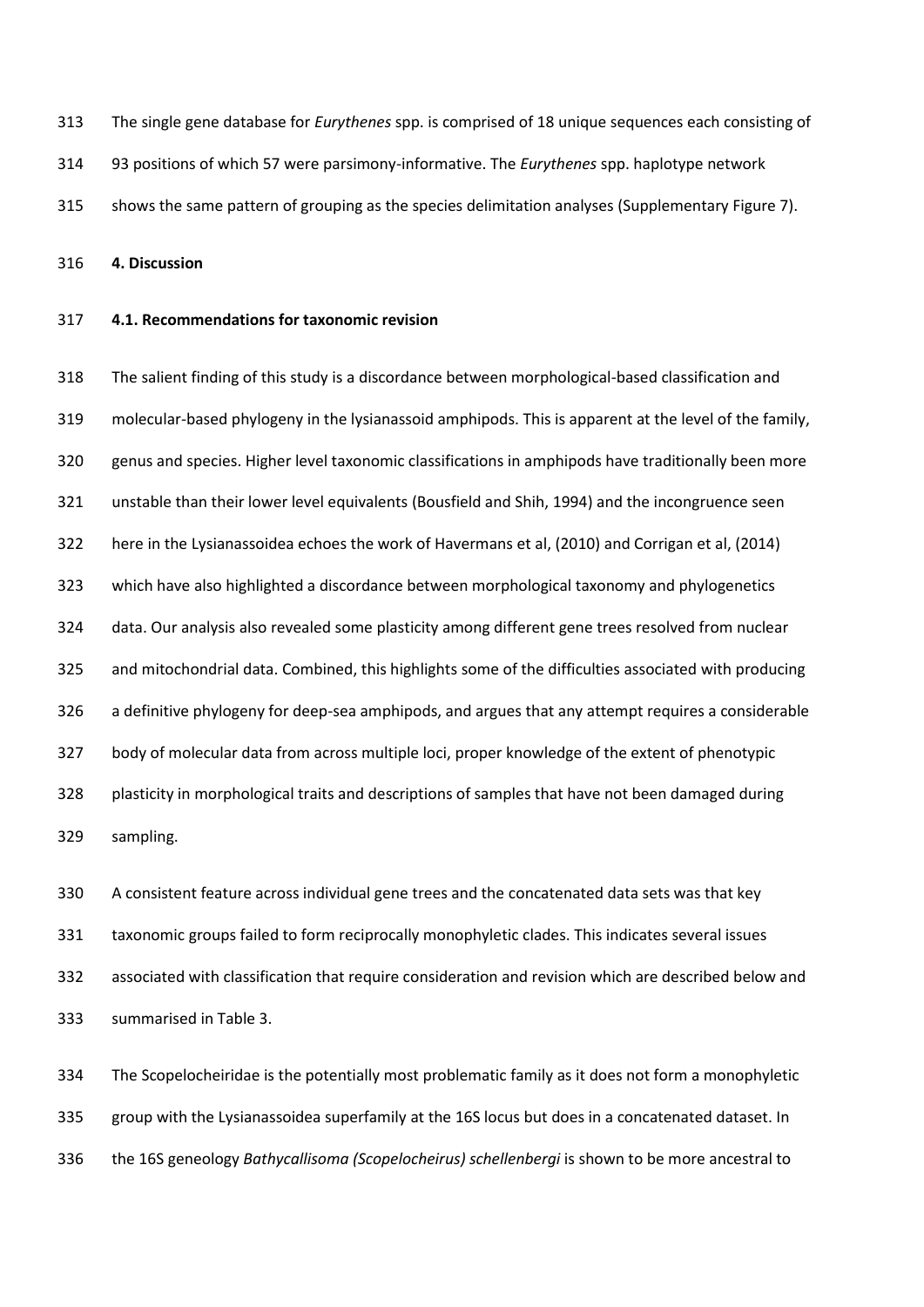The single gene database for *Eurythenes* spp. is comprised of 18 unique sequences each consisting of 93 positions of which 57 were parsimony-informative. The *Eurythenes* spp. haplotype network shows the same pattern of grouping as the species delimitation analyses (Supplementary Figure 7).

## 4. Discussion

### 4.1. Recommendations for taxonomic revision

The salient finding of this study is a discordance between morphological-based classification and molecular-based phylogeny in the lysianassoid amphipods. This is apparent at the level of the family, genus and species. Higher level taxonomic classifications in amphipods have traditionally been more unstable than their lower level equivalents (Bousfield and Shih, 1994) and the incongruence seen here in the Lysianassoidea echoes the work of Havermans et al, (2010) and Corrigan et al, (2014) which have also highlighted a discordance between morphological taxonomy and phylogenetics data. Our analysis also revealed some plasticity among different gene trees resolved from nuclear and mitochondrial data. Combined, this highlights some of the difficulties associated with producing a definitive phylogeny for deep-sea amphipods, and argues that any attempt requires a considerable body of molecular data from across multiple loci, proper knowledge of the extent of phenotypic plasticity in morphological traits and descriptions of samples that have not been damaged during sampling.

A consistent feature across individual gene trees and the concatenated data sets was that key taxonomic groups failed to form reciprocally monophyletic clades. This indicates several issues associated with classification that require consideration and revision which are described below and summarised in Table 3.

The Scopelocheiridae is the potentially most problematic family as it does not form a monophyletic group with the Lysianassoidea superfamily at the 16S locus but does in a concatenated dataset. In the 16S geneology *Bathycallisoma (Scopelocheirus) schellenbergi* is shown to be more ancestral to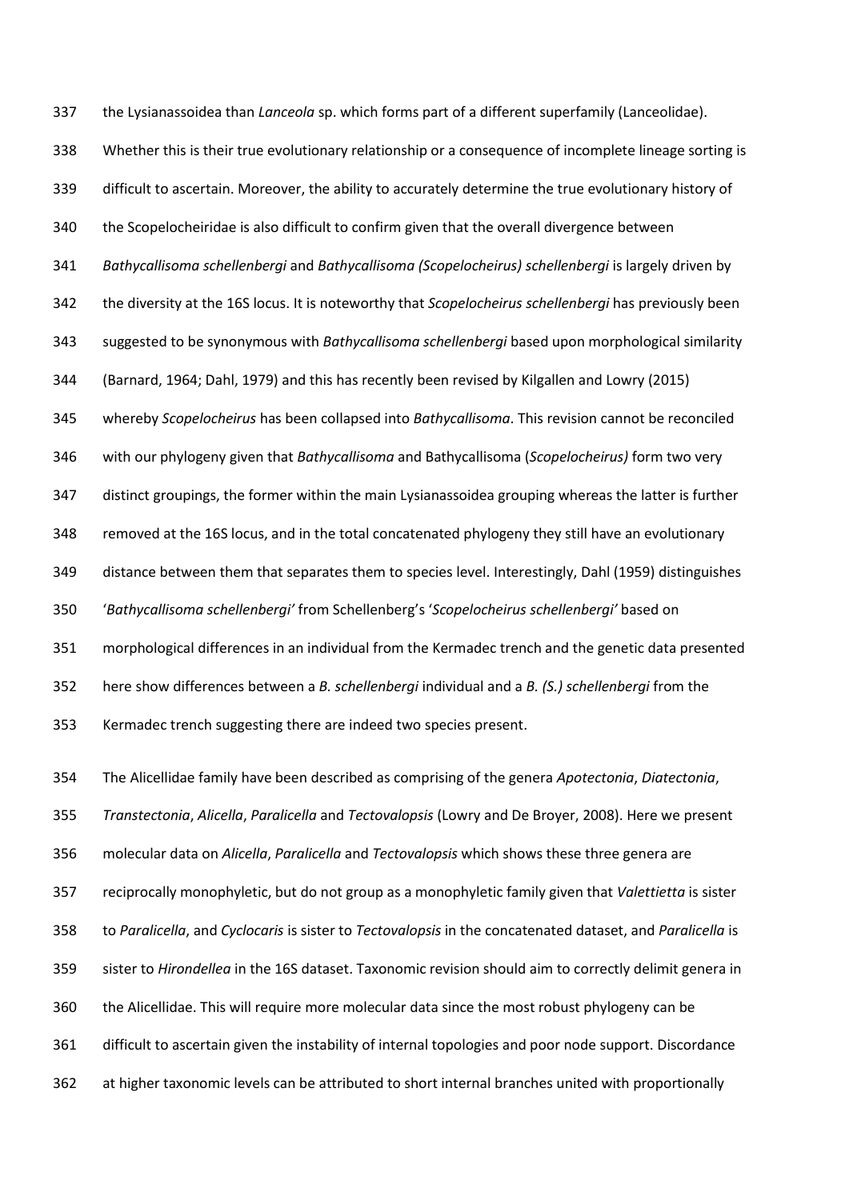the Lysianassoidea than *Lanceola* sp. which forms part of a different superfamily (Lanceolidae). Whether this is their true evolutionary relationship or a consequence of incomplete lineage sorting is difficult to ascertain. Moreover, the ability to accurately determine the true evolutionary history of the Scopelocheiridae is also difficult to confirm given that the overall divergence between *Bathycallisoma schellenbergi* and *Bathycallisoma (Scopelocheirus) schellenbergi* is largely driven by the diversity at the 16S locus. It is noteworthy that *Scopelocheirus schellenbergi* has previously been suggested to be synonymous with *Bathycallisoma schellenbergi* based upon morphological similarity (Barnard, 1964; Dahl, 1979) and this has recently been revised by Kilgallen and Lowry (2015) whereby *Scopelocheirus* has been collapsed into *Bathycallisoma*. This revision cannot be reconciled with our phylogeny given that *Bathycallisoma* and Bathycallisoma (*Scopelocheirus)* form two very distinct groupings, the former within the main Lysianassoidea grouping whereas the latter is further removed at the 16S locus, and in the total concatenated phylogeny they still have an evolutionary distance between them that separates them to species level. Interestingly, Dahl (1959) distinguishes '*Bathycallisoma schellenbergi'* from Schellenberg's '*Scopelocheirus schellenbergi'* based on morphological differences in an individual from the Kermadec trench and the genetic data presented here show differences between a *B. schellenbergi* individual and a *B. (S.) schellenbergi* from the Kermadec trench suggesting there are indeed two species present.

The Alicellidae family have been described as comprising of the genera *Apotectonia*, *Diatectonia*, *Transtectonia*, *Alicella*, *Paralicella* and *Tectovalopsis* (Lowry and De Broyer, 2008). Here we present molecular data on *Alicella*, *Paralicella* and *Tectovalopsis* which shows these three genera are reciprocally monophyletic, but do not group as a monophyletic family given that *Valettietta* is sister to *Paralicella*, and *Cyclocaris* is sister to *Tectovalopsis* in the concatenated dataset, and *Paralicella* is sister to *Hirondellea* in the 16S dataset. Taxonomic revision should aim to correctly delimit genera in the Alicellidae. This will require more molecular data since the most robust phylogeny can be difficult to ascertain given the instability of internal topologies and poor node support. Discordance at higher taxonomic levels can be attributed to short internal branches united with proportionally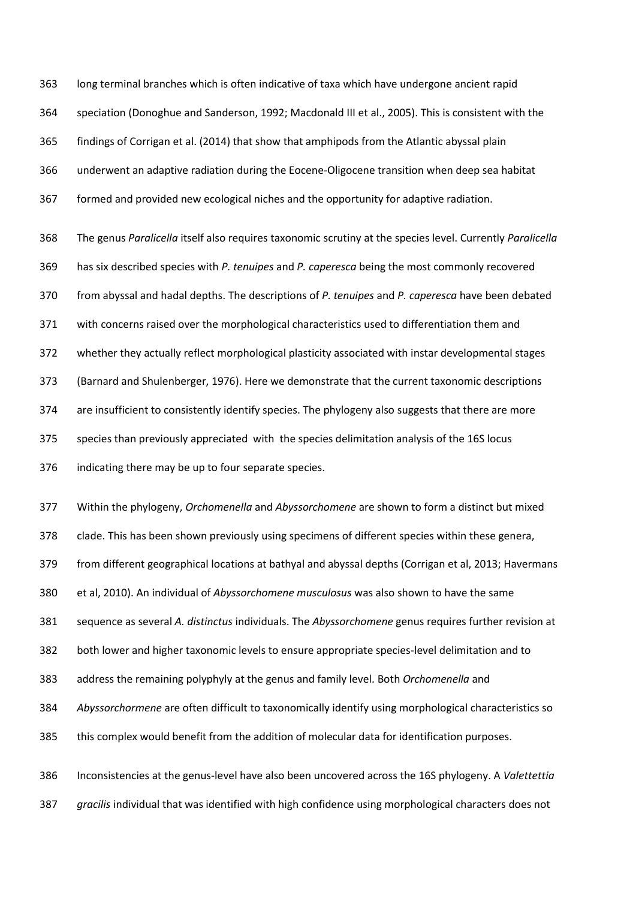long terminal branches which is often indicative of taxa which have undergone ancient rapid speciation (Donoghue and Sanderson, 1992; Macdonald III et al., 2005). This is consistent with the findings of Corrigan et al. (2014) that show that amphipods from the Atlantic abyssal plain underwent an adaptive radiation during the Eocene-Oligocene transition when deep sea habitat formed and provided new ecological niches and the opportunity for adaptive radiation.

The genus *Paralicella* itself also requires taxonomic scrutiny at the species level. Currently *Paralicella* has six described species with *P. tenuipes* and *P. caperesca* being the most commonly recovered from abyssal and hadal depths. The descriptions of *P. tenuipes* and *P. caperesca* have been debated with concerns raised over the morphological characteristics used to differentiation them and whether they actually reflect morphological plasticity associated with instar developmental stages (Barnard and Shulenberger, 1976). Here we demonstrate that the current taxonomic descriptions are insufficient to consistently identify species. The phylogeny also suggests that there are more species than previously appreciated with the species delimitation analysis of the 16S locus indicating there may be up to four separate species.

Within the phylogeny, *Orchomenella* and *Abyssorchomene* are shown to form a distinct but mixed clade. This has been shown previously using specimens of different species within these genera, from different geographical locations at bathyal and abyssal depths (Corrigan et al, 2013; Havermans et al, 2010). An individual of *Abyssorchomene musculosus* was also shown to have the same sequence as several *A. distinctus* individuals. The *Abyssorchomene* genus requires further revision at both lower and higher taxonomic levels to ensure appropriate species-level delimitation and to address the remaining polyphyly at the genus and family level. Both *Orchomenella* and *Abyssorchormene* are often difficult to taxonomically identify using morphological characteristics so this complex would benefit from the addition of molecular data for identification purposes.

Inconsistencies at the genus-level have also been uncovered across the 16S phylogeny. A *Valettettia gracilis* individual that was identified with high confidence using morphological characters does not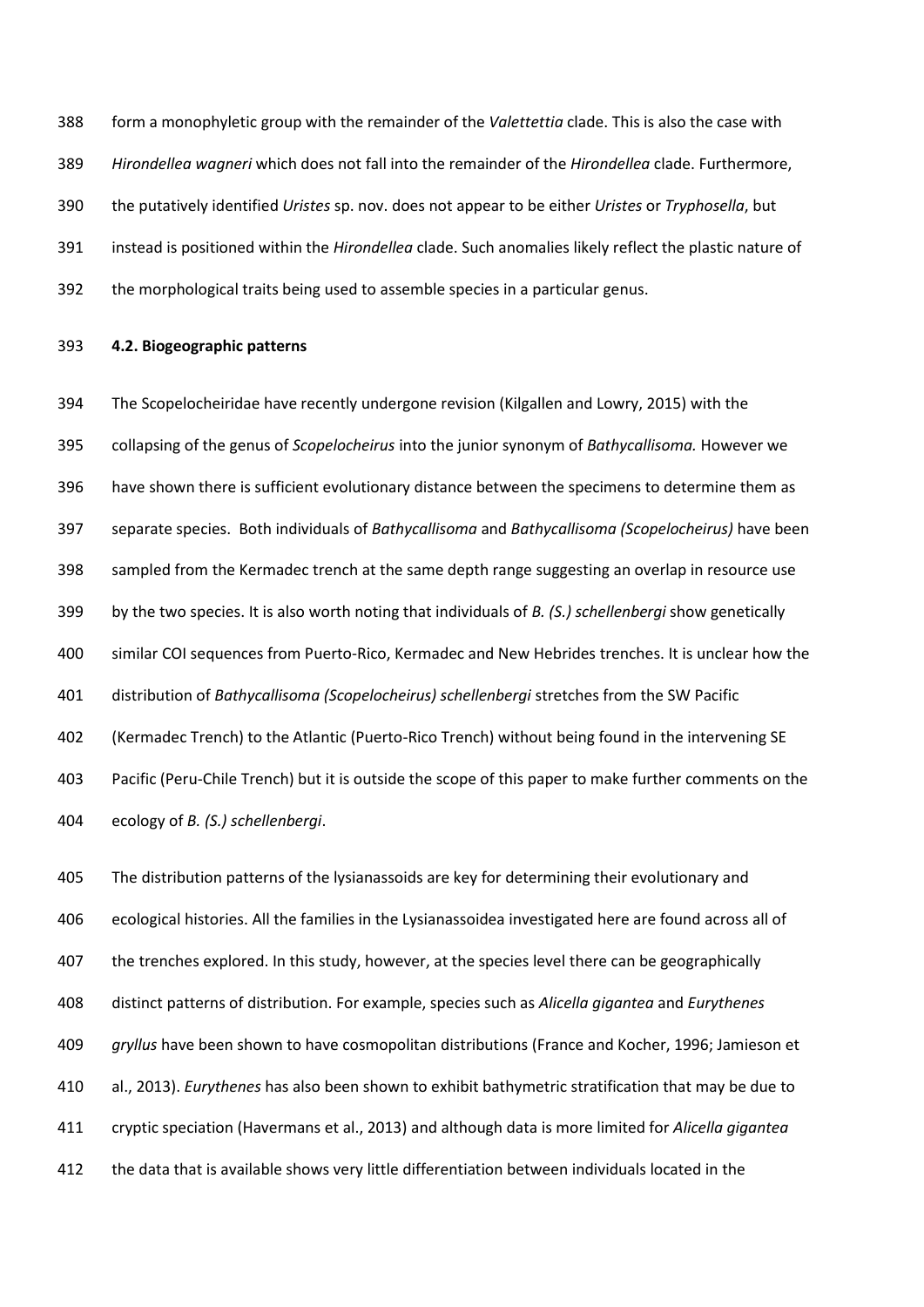form a monophyletic group with the remainder of the *Valettettia* clade. This is also the case with *Hirondellea wagneri* which does not fall into the remainder of the *Hirondellea* clade. Furthermore, the putatively identified *Uristes* sp. nov. does not appear to be either *Uristes* or *Tryphosella*, but instead is positioned within the *Hirondellea* clade. Such anomalies likely reflect the plastic nature of the morphological traits being used to assemble species in a particular genus.

**4.2. Biogeographic patterns**

The Scopelocheiridae have recently undergone revision (Kilgallen and Lowry, 2015) with the collapsing of the genus of *Scopelocheirus* into the junior synonym of *Bathycallisoma.* However we have shown there is sufficient evolutionary distance between the specimens to determine them as separate species. Both individuals of *Bathycallisoma* and *Bathycallisoma (Scopelocheirus)* have been sampled from the Kermadec trench at the same depth range suggesting an overlap in resource use by the two species. It is also worth noting that individuals of *B. (S.) schellenbergi* show genetically similar COI sequences from Puerto-Rico, Kermadec and New Hebrides trenches. It is unclear how the distribution of *Bathycallisoma (Scopelocheirus) schellenbergi* stretches from the SW Pacific (Kermadec Trench) to the Atlantic (Puerto-Rico Trench) without being found in the intervening SE Pacific (Peru-Chile Trench) but it is outside the scope of this paper to make further comments on the ecology of *B. (S.) schellenbergi*.

The distribution patterns of the lysianassoids are key for determining their evolutionary and ecological histories. All the families in the Lysianassoidea investigated here are found across all of the trenches explored. In this study, however, at the species level there can be geographically distinct patterns of distribution. For example, species such as *Alicella gigantea* and *Eurythenes gryllus* have been shown to have cosmopolitan distributions (France and Kocher, 1996; Jamieson et al., 2013). *Eurythenes* has also been shown to exhibit bathymetric stratification that may be due to cryptic speciation (Havermans et al., 2013) and although data is more limited for *Alicella gigantea* the data that is available shows very little differentiation between individuals located in the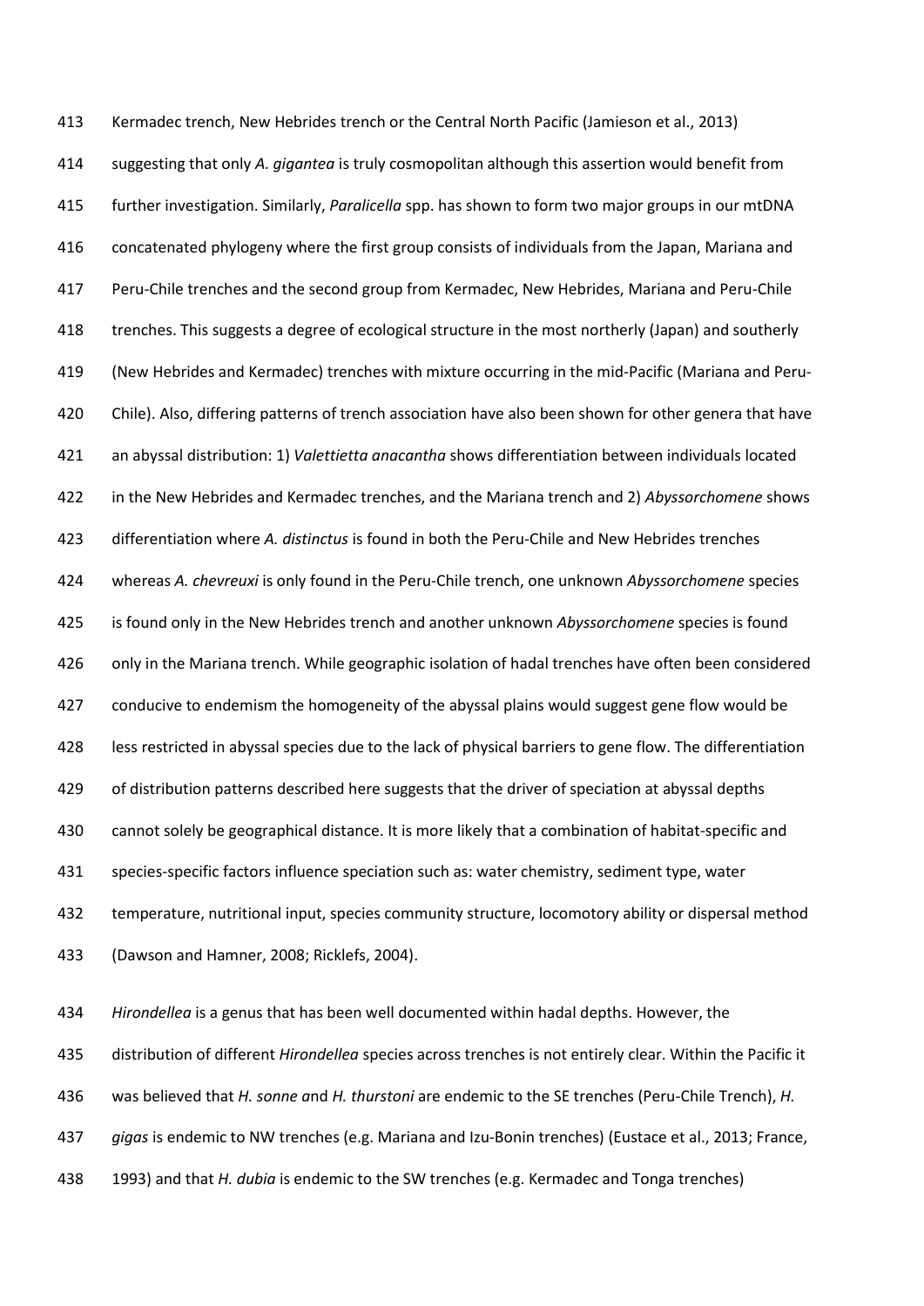Kermadec trench, New Hebrides trench or the Central North Pacific (Jamieson et al., 2013) suggesting that only *A. gigantea* is truly cosmopolitan although this assertion would benefit from further investigation. Similarly, *Paralicella* spp. has shown to form two major groups in our mtDNA concatenated phylogeny where the first group consists of individuals from the Japan, Mariana and Peru-Chile trenches and the second group from Kermadec, New Hebrides, Mariana and Peru-Chile trenches. This suggests a degree of ecological structure in the most northerly (Japan) and southerly (New Hebrides and Kermadec) trenches with mixture occurring in the mid-Pacific (Mariana and Peru-Chile). Also, differing patterns of trench association have also been shown for other genera that have an abyssal distribution: 1) *Valettietta anacantha* shows differentiation between individuals located in the New Hebrides and Kermadec trenches, and the Mariana trench and 2) *Abyssorchomene* shows differentiation where *A. distinctus* is found in both the Peru-Chile and New Hebrides trenches whereas *A. chevreuxi* is only found in the Peru-Chile trench, one unknown *Abyssorchomene* species is found only in the New Hebrides trench and another unknown *Abyssorchomene* species is found only in the Mariana trench. While geographic isolation of hadal trenches have often been considered conducive to endemism the homogeneity of the abyssal plains would suggest gene flow would be less restricted in abyssal species due to the lack of physical barriers to gene flow. The differentiation of distribution patterns described here suggests that the driver of speciation at abyssal depths cannot solely be geographical distance. It is more likely that a combination of habitat-specific and species-specific factors influence speciation such as: water chemistry, sediment type, water temperature, nutritional input, species community structure, locomotory ability or dispersal method (Dawson and Hamner, 2008; Ricklefs, 2004).

*Hirondellea* is a genus that has been well documented within hadal depths. However, the distribution of different *Hirondellea* species across trenches is not entirely clear. Within the Pacific it was believed that *H. sonne a*nd *H. thurstoni* are endemic to the SE trenches (Peru-Chile Trench), *H. gigas* is endemic to NW trenches (e.g. Mariana and Izu-Bonin trenches) (Eustace et al., 2013; France, 1993) and that *H. dubia* is endemic to the SW trenches (e.g. Kermadec and Tonga trenches)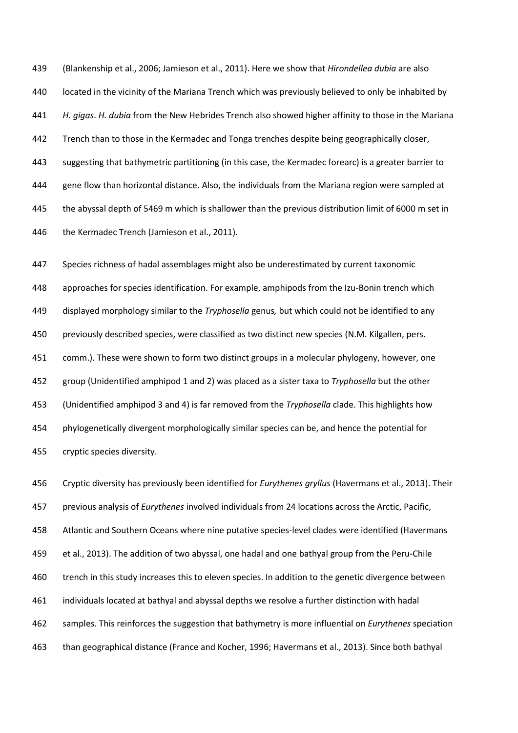(Blankenship et al., 2006; Jamieson et al., 2011). Here we show that *Hirondellea dubia* are also located in the vicinity of the Mariana Trench which was previously believed to only be inhabited by *H. gigas*. *H. dubia* from the New Hebrides Trench also showed higher affinity to those in the Mariana Trench than to those in the Kermadec and Tonga trenches despite being geographically closer, suggesting that bathymetric partitioning (in this case, the Kermadec forearc) is a greater barrier to gene flow than horizontal distance. Also, the individuals from the Mariana region were sampled at the abyssal depth of 5469 m which is shallower than the previous distribution limit of 6000 m set in the Kermadec Trench (Jamieson et al., 2011).

Species richness of hadal assemblages might also be underestimated by current taxonomic approaches for species identification. For example, amphipods from the Izu-Bonin trench which displayed morphology similar to the *Tryphosella* genus*,* but which could not be identified to any previously described species, were classified as two distinct new species (N.M. Kilgallen, pers. comm.). These were shown to form two distinct groups in a molecular phylogeny, however, one group (Unidentified amphipod 1 and 2) was placed as a sister taxa to *Tryphosella* but the other (Unidentified amphipod 3 and 4) is far removed from the *Tryphosella* clade. This highlights how phylogenetically divergent morphologically similar species can be, and hence the potential for cryptic species diversity.

Cryptic diversity has previously been identified for *Eurythenes gryllus* (Havermans et al., 2013). Their previous analysis of *Eurythenes* involved individuals from 24 locations across the Arctic, Pacific, Atlantic and Southern Oceans where nine putative species-level clades were identified (Havermans et al., 2013). The addition of two abyssal, one hadal and one bathyal group from the Peru-Chile trench in this study increases this to eleven species. In addition to the genetic divergence between individuals located at bathyal and abyssal depths we resolve a further distinction with hadal samples. This reinforces the suggestion that bathymetry is more influential on *Eurythenes* speciation than geographical distance (France and Kocher, 1996; Havermans et al., 2013). Since both bathyal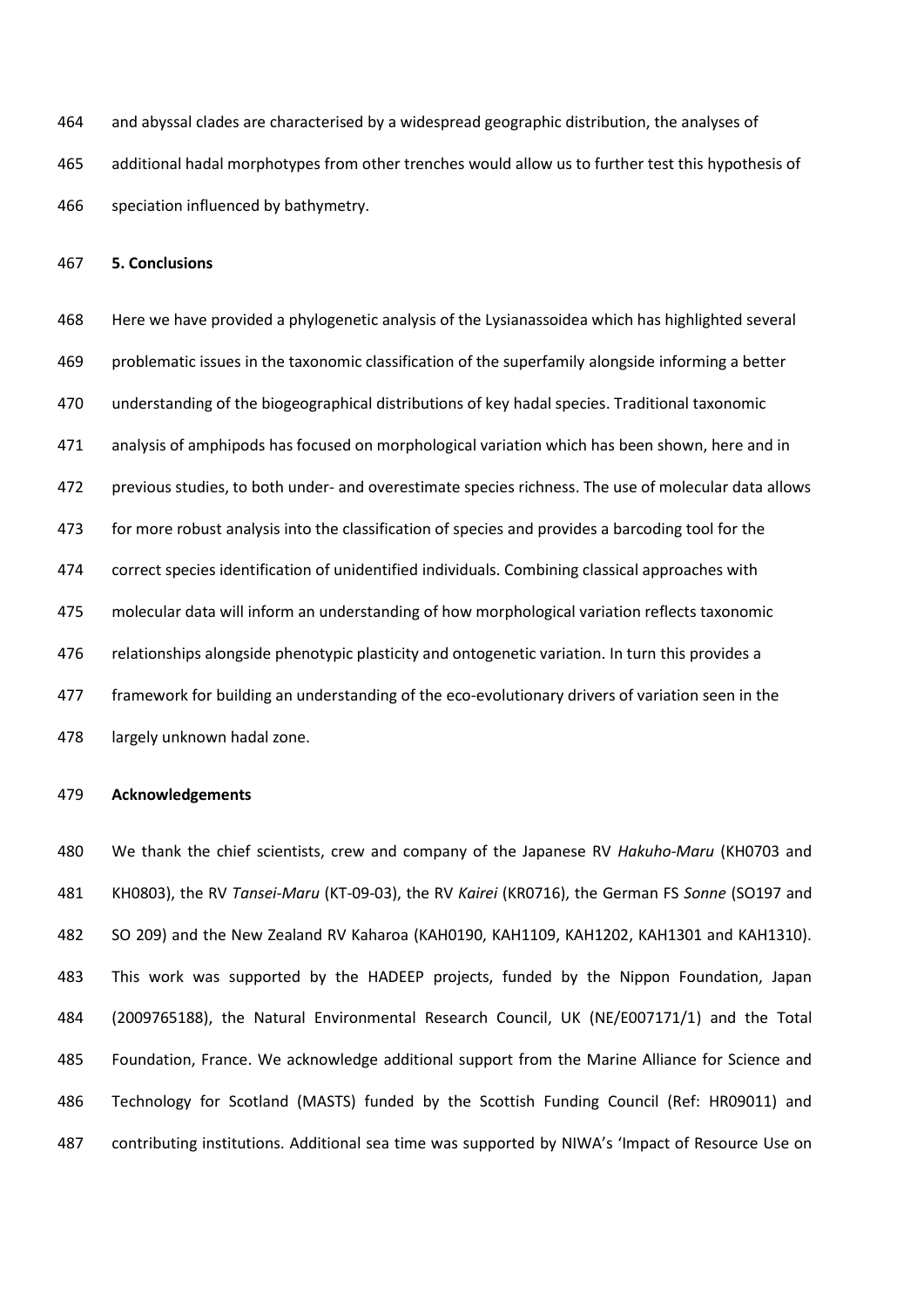and abyssal clades are characterised by a widespread geographic distribution, the analyses of additional hadal morphotypes from other trenches would allow us to further test this hypothesis of speciation influenced by bathymetry.

## 5. Conclusions

Here we have provided a phylogenetic analysis of the Lysianassoidea which has highlighted several problematic issues in the taxonomic classification of the superfamily alongside informing a better understanding of the biogeographical distributions of key hadal species. Traditional taxonomic analysis of amphipods has focused on morphological variation which has been shown, here and in previous studies, to both under- and overestimate species richness. The use of molecular data allows for more robust analysis into the classification of species and provides a barcoding tool for the correct species identification of unidentified individuals. Combining classical approaches with molecular data will inform an understanding of how morphological variation reflects taxonomic relationships alongside phenotypic plasticity and ontogenetic variation. In turn this provides a framework for building an understanding of the eco-evolutionary drivers of variation seen in the largely unknown hadal zone.

## Acknowledgements

We thank the chief scientists, crew and company of the Japanese RV *Hakuho-Maru* (KH0703 and KH0803), the RV *Tansei-Maru* (KT-09-03), the RV *Kairei* (KR0716), the German FS *Sonne* (SO197 and SO 209) and the New Zealand RV Kaharoa (KAH0190, KAH1109, KAH1202, KAH1301 and KAH1310). This work was supported by the HADEEP projects, funded by the Nippon Foundation, Japan (2009765188), the Natural Environmental Research Council, UK (NE/E007171/1) and the Total Foundation, France. We acknowledge additional support from the Marine Alliance for Science and Technology for Scotland (MASTS) funded by the Scottish Funding Council (Ref: HR09011) and contributing institutions. Additional sea time was supported by NIWA's 'Impact of Resource Use on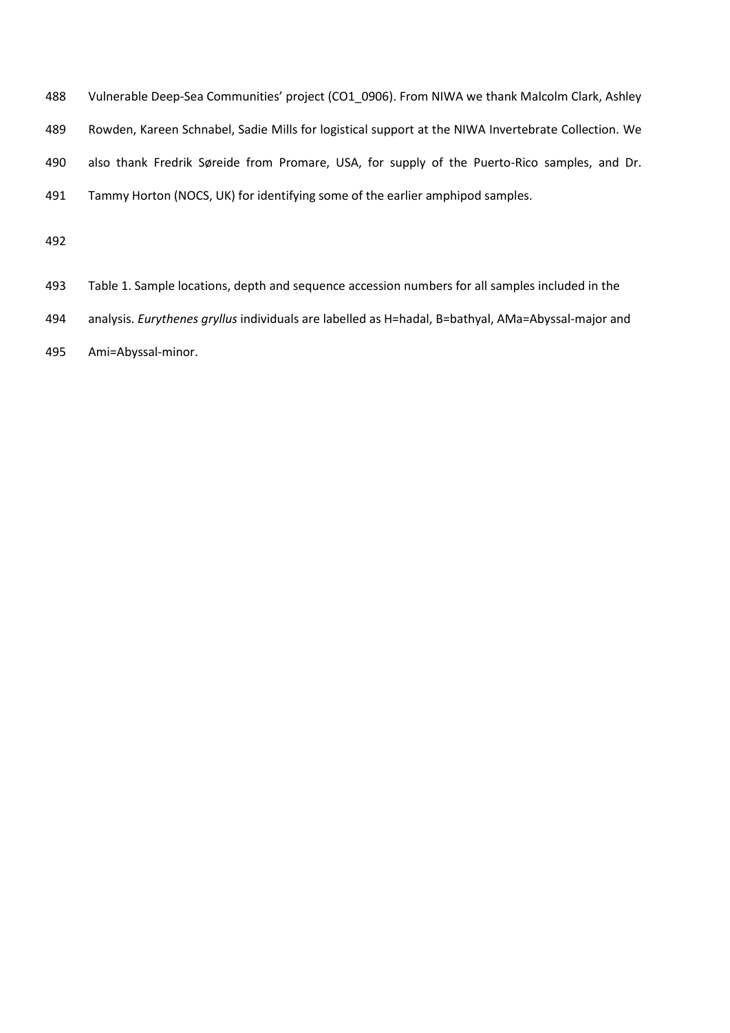Vulnerable Deep-Sea Communities' project (CO1_0906). From NIWA we thank Malcolm Clark, Ashley Rowden, Kareen Schnabel, Sadie Mills for logistical support at the NIWA Invertebrate Collection. We also thank Fredrik Søreide from Promare, USA, for supply of the Puerto-Rico samples, and Dr. Tammy Horton (NOCS, UK) for identifying some of the earlier amphipod samples.

Table 1. Sample locations, depth and sequence accession numbers for all samples included in the analysis. *Eurythenes gryllus* individuals are labelled as H=hadal, B=bathyal, AMa=Abyssal-major and Ami=Abyssal-minor.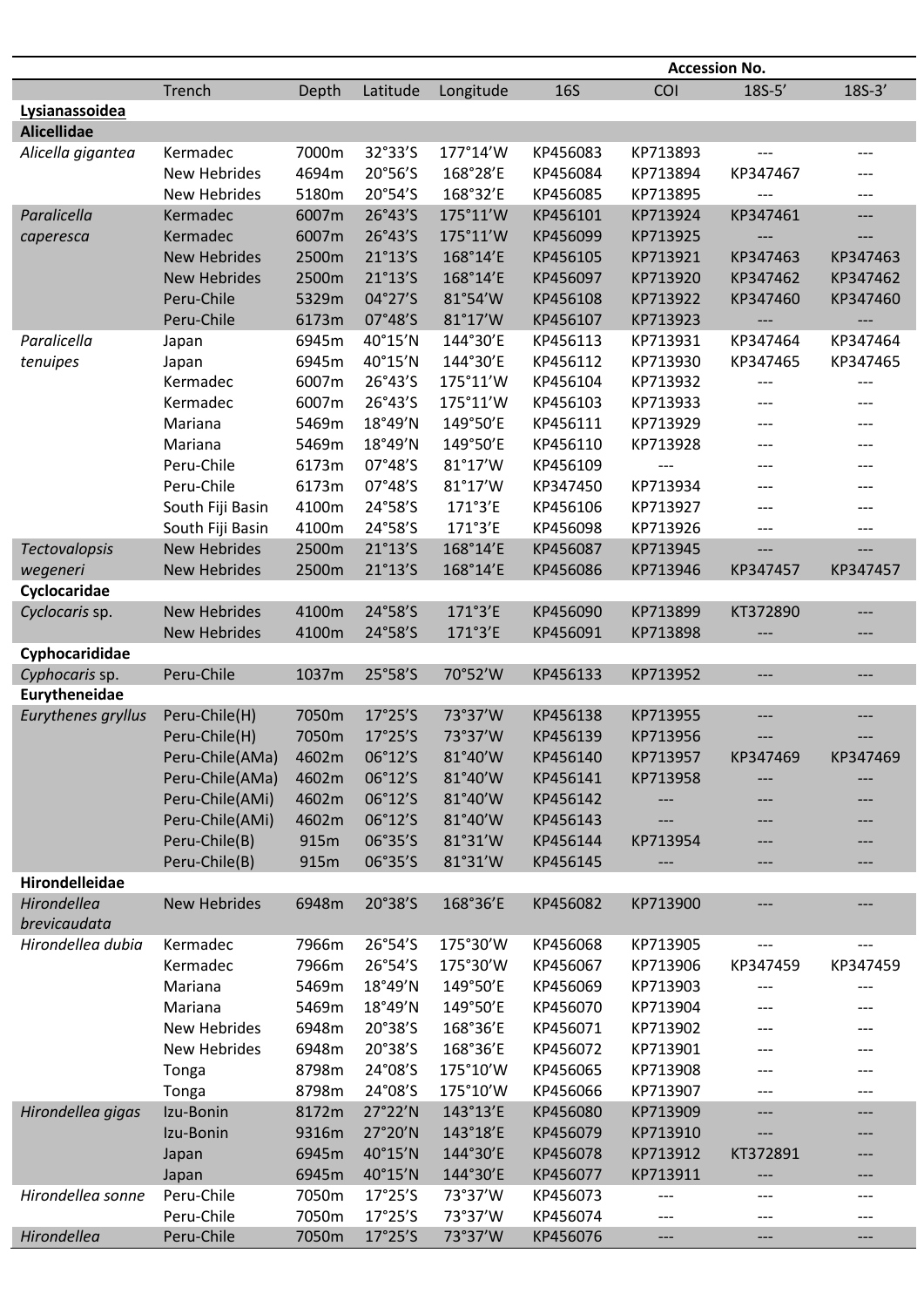| | Trench | Depth | Latitude | Longitude | Accession No. | | | |
|---|---|---|---|---|---|---|---|---|
| | | | | | 16S | COI | 18S-5’ | 18S-3’ |
| **Lysianassoidea** | | | | | | | | |
| **Alicellidae** | | | | | | | | |
| *Alicella gigantea* | Kermadec | 7000m | 32°33’S | 177°14’W | KP456083 | KP713893 | --- | --- |
| | New Hebrides | 4694m | 20°56’S | 168°28’E | KP456084 | KP713894 | KP347467 | --- |
| | New Hebrides | 5180m | 20°54’S | 168°32’E | KP456085 | KP713895 | --- | --- |
| *Paralicella caperesca* | Kermadec | 6007m | 26°43’S | 175°11’W | KP456101 | KP713924 | KP347461 | --- |
| | Kermadec | 6007m | 26°43’S | 175°11’W | KP456099 | KP713925 | --- | --- |
| | New Hebrides | 2500m | 21°13’S | 168°14’E | KP456105 | KP713921 | KP347463 | KP347463 |
| | New Hebrides | 2500m | 21°13’S | 168°14’E | KP456097 | KP713920 | KP347462 | KP347462 |
| | Peru-Chile | 5329m | 04°27’S | 81°54’W | KP456108 | KP713922 | KP347460 | KP347460 |
| | Peru-Chile | 6173m | 07°48’S | 81°17’W | KP456107 | KP713923 | --- | --- |
| *Paralicella tenuipes* | Japan | 6945m | 40°15’N | 144°30’E | KP456113 | KP713931 | KP347464 | KP347464 |
| | Japan | 6945m | 40°15’N | 144°30’E | KP456112 | KP713930 | KP347465 | KP347465 |
| | Kermadec | 6007m | 26°43’S | 175°11’W | KP456104 | KP713932 | --- | --- |
| | Kermadec | 6007m | 26°43’S | 175°11’W | KP456103 | KP713933 | --- | --- |
| | Mariana | 5469m | 18°49’N | 149°50’E | KP456111 | KP713929 | --- | --- |
| | Mariana | 5469m | 18°49’N | 149°50’E | KP456110 | KP713928 | --- | --- |
| | Peru-Chile | 6173m | 07°48’S | 81°17’W | KP456109 | --- | --- | --- |
| | Peru-Chile | 6173m | 07°48’S | 81°17’W | KP347450 | KP713934 | --- | --- |
| | South Fiji Basin | 4100m | 24°58’S | 171°3’E | KP456106 | KP713927 | --- | --- |
| | South Fiji Basin | 4100m | 24°58’S | 171°3’E | KP456098 | KP713926 | --- | --- |
| *Tectovalopsis wegeneri* | New Hebrides | 2500m | 21°13’S | 168°14’E | KP456087 | KP713945 | --- | --- |
| | New Hebrides | 2500m | 21°13’S | 168°14’E | KP456086 | KP713946 | KP347457 | KP347457 |
| **Cyclocaridae** | | | | | | | | |
| *Cyclocaris* sp. | New Hebrides | 4100m | 24°58’S | 171°3’E | KP456090 | KP713899 | KT372890 | --- |
| | New Hebrides | 4100m | 24°58’S | 171°3’E | KP456091 | KP713898 | --- | --- |
| **Cyphocarididae** | | | | | | | | |
| *Cyphocaris* sp. | Peru-Chile | 1037m | 25°58’S | 70°52’W | KP456133 | KP713952 | --- | --- |
| **Eurytheneidae** | | | | | | | | |
| *Eurythenes gryllus* | Peru-Chile(H) | 7050m | 17°25’S | 73°37’W | KP456138 | KP713955 | --- | --- |
| | Peru-Chile(H) | 7050m | 17°25’S | 73°37’W | KP456139 | KP713956 | --- | --- |
| | Peru-Chile(AMa) | 4602m | 06°12’S | 81°40’W | KP456140 | KP713957 | KP347469 | KP347469 |
| | Peru-Chile(AMa) | 4602m | 06°12’S | 81°40’W | KP456141 | KP713958 | --- | --- |
| | Peru-Chile(AMi) | 4602m | 06°12’S | 81°40’W | KP456142 | --- | --- | --- |
| | Peru-Chile(AMi) | 4602m | 06°12’S | 81°40’W | KP456143 | --- | --- | --- |
| | Peru-Chile(B) | 915m | 06°35’S | 81°31’W | KP456144 | KP713954 | --- | --- |
| | Peru-Chile(B) | 915m | 06°35’S | 81°31’W | KP456145 | --- | --- | --- |
| **Hirondelleidae** | | | | | | | | |
| *Hirondellea brevicaudata* | New Hebrides | 6948m | 20°38’S | 168°36’E | KP456082 | KP713900 | --- | --- |
| *Hirondellea dubia* | Kermadec | 7966m | 26°54’S | 175°30’W | KP456068 | KP713905 | --- | --- |
| | Kermadec | 7966m | 26°54’S | 175°30’W | KP456067 | KP713906 | KP347459 | KP347459 |
| | Mariana | 5469m | 18°49’N | 149°50’E | KP456069 | KP713903 | --- | --- |
| | Mariana | 5469m | 18°49’N | 149°50’E | KP456070 | KP713904 | --- | --- |
| | New Hebrides | 6948m | 20°38’S | 168°36’E | KP456071 | KP713902 | --- | --- |
| | New Hebrides | 6948m | 20°38’S | 168°36’E | KP456072 | KP713901 | --- | --- |
| | Tonga | 8798m | 24°08’S | 175°10’W | KP456065 | KP713908 | --- | --- |
| | Tonga | 8798m | 24°08’S | 175°10’W | KP456066 | KP713907 | --- | --- |
| *Hirondellea gigas* | Izu-Bonin | 8172m | 27°22’N | 143°13’E | KP456080 | KP713909 | --- | --- |
| | Izu-Bonin | 9316m | 27°20’N | 143°18’E | KP456079 | KP713910 | --- | --- |
| | Japan | 6945m | 40°15’N | 144°30’E | KP456078 | KP713912 | KT372891 | --- |
| | Japan | 6945m | 40°15’N | 144°30’E | KP456077 | KP713911 | --- | --- |
| *Hirondellea sonne* | Peru-Chile | 7050m | 17°25’S | 73°37’W | KP456073 | --- | --- | --- |
| | Peru-Chile | 7050m | 17°25’S | 73°37’W | KP456074 | --- | --- | --- |
| *Hirondellea* | Peru-Chile | 7050m | 17°25’S | 73°37’W | KP456076 | --- | --- | --- |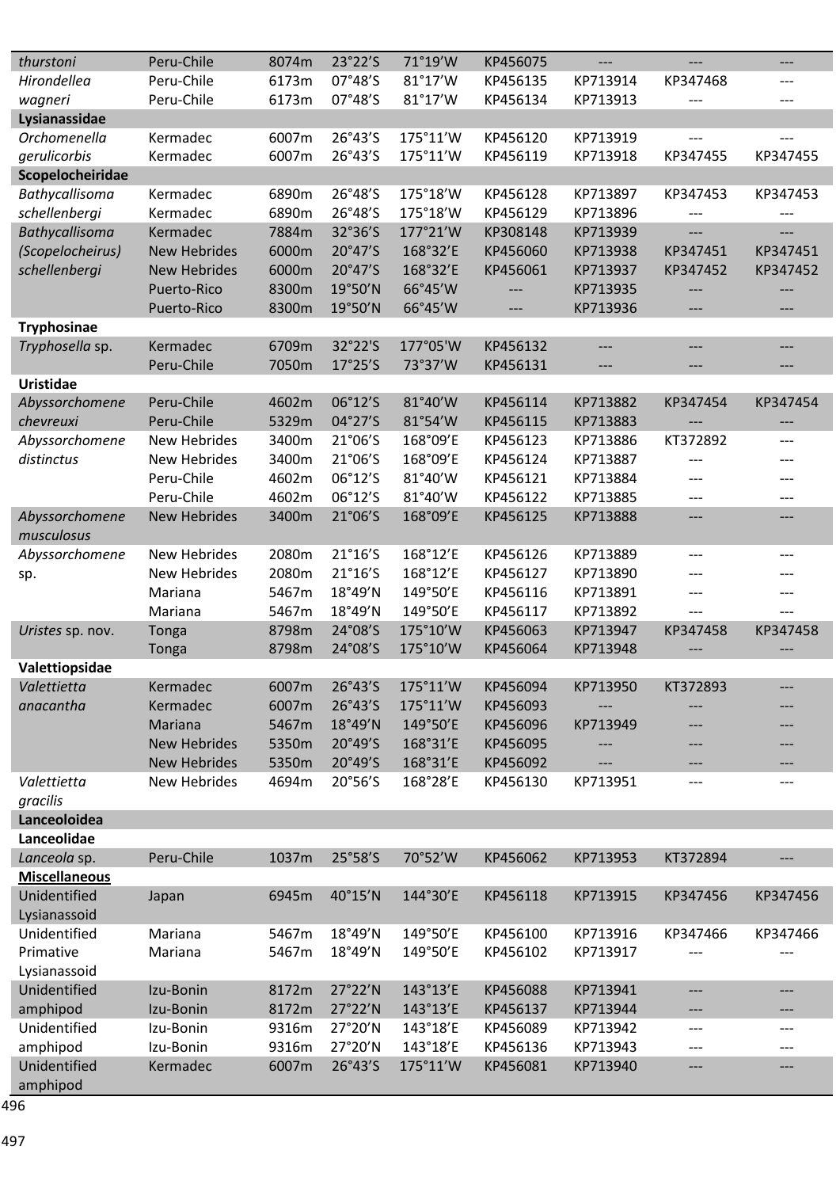| | | | | | | | | |
|---|---|---|---|---|---|---|---|---|
| *thurstoni* | Peru-Chile | 8074m | 23°22'S | 71°19'W | KP456075 | --- | --- | --- |
| *Hirondellea* | Peru-Chile | 6173m | 07°48'S | 81°17'W | KP456135 | KP713914 | KP347468 | --- |
| *wagneri* | Peru-Chile | 6173m | 07°48'S | 81°17'W | KP456134 | KP713913 | --- | --- |
| **Lysianassidae** | | | | | | | | |
| *Orchomenella* | Kermadec | 6007m | 26°43'S | 175°11'W | KP456120 | KP713919 | --- | --- |
| *gerulicorbis* | Kermadec | 6007m | 26°43'S | 175°11'W | KP456119 | KP713918 | KP347455 | KP347455 |
| **Scopelocheiridae** | | | | | | | | |
| *Bathycallisoma* | Kermadec | 6890m | 26°48'S | 175°18'W | KP456128 | KP713897 | KP347453 | KP347453 |
| *schellenbergi* | Kermadec | 6890m | 26°48'S | 175°18'W | KP456129 | KP713896 | --- | --- |
| *Bathycallisoma* | Kermadec | 7884m | 32°36'S | 177°21'W | KP308148 | KP713939 | --- | --- |
| *(Scopelocheirus)* | New Hebrides | 6000m | 20°47'S | 168°32'E | KP456060 | KP713938 | KP347451 | KP347451 |
| *schellenbergi* | New Hebrides | 6000m | 20°47'S | 168°32'E | KP456061 | KP713937 | KP347452 | KP347452 |
| | Puerto-Rico | 8300m | 19°50'N | 66°45'W | --- | KP713935 | --- | --- |
| | Puerto-Rico | 8300m | 19°50'N | 66°45'W | --- | KP713936 | --- | --- |
| **Tryphosinae** | | | | | | | | |
| *Tryphosella* sp. | Kermadec | 6709m | 32°22'S | 177°05'W | KP456132 | --- | --- | --- |
| | Peru-Chile | 7050m | 17°25'S | 73°37'W | KP456131 | --- | --- | --- |
| **Uristidae** | | | | | | | | |
| *Abyssorchomene* | Peru-Chile | 4602m | 06°12'S | 81°40'W | KP456114 | KP713882 | KP347454 | KP347454 |
| *chevreuxi* | Peru-Chile | 5329m | 04°27'S | 81°54'W | KP456115 | KP713883 | --- | --- |
| *Abyssorchomene* | New Hebrides | 3400m | 21°06'S | 168°09'E | KP456123 | KP713886 | KT372892 | --- |
| *distinctus* | New Hebrides | 3400m | 21°06'S | 168°09'E | KP456124 | KP713887 | --- | --- |
| | Peru-Chile | 4602m | 06°12'S | 81°40'W | KP456121 | KP713884 | --- | --- |
| | Peru-Chile | 4602m | 06°12'S | 81°40'W | KP456122 | KP713885 | --- | --- |
| *Abyssorchomene musculosus* | New Hebrides | 3400m | 21°06'S | 168°09'E | KP456125 | KP713888 | --- | --- |
| *Abyssorchomene* | New Hebrides | 2080m | 21°16'S | 168°12'E | KP456126 | KP713889 | --- | --- |
| sp. | New Hebrides | 2080m | 21°16'S | 168°12'E | KP456127 | KP713890 | --- | --- |
| | Mariana | 5467m | 18°49'N | 149°50'E | KP456116 | KP713891 | --- | --- |
| | Mariana | 5467m | 18°49'N | 149°50'E | KP456117 | KP713892 | --- | --- |
| *Uristes* sp. nov. | Tonga | 8798m | 24°08'S | 175°10'W | KP456063 | KP713947 | KP347458 | KP347458 |
| | Tonga | 8798m | 24°08'S | 175°10'W | KP456064 | KP713948 | --- | --- |
| **Valettiopsidae** | | | | | | | | |
| *Valettietta* | Kermadec | 6007m | 26°43'S | 175°11'W | KP456094 | KP713950 | KT372893 | --- |
| *anacantha* | Kermadec | 6007m | 26°43'S | 175°11'W | KP456093 | --- | --- | --- |
| | Mariana | 5467m | 18°49'N | 149°50'E | KP456096 | KP713949 | --- | --- |
| | New Hebrides | 5350m | 20°49'S | 168°31'E | KP456095 | --- | --- | --- |
| | New Hebrides | 5350m | 20°49'S | 168°31'E | KP456092 | --- | --- | --- |
| *Valettietta gracilis* | New Hebrides | 4694m | 20°56'S | 168°28'E | KP456130 | KP713951 | --- | --- |
| **Lanceoloidea** | | | | | | | | |
| **Lanceolidae** | | | | | | | | |
| *Lanceola* sp. | Peru-Chile | 1037m | 25°58'S | 70°52'W | KP456062 | KP713953 | KT372894 | --- |
| **Miscellaneous** | | | | | | | | |
| Unidentified Lysianassoid | Japan | 6945m | 40°15'N | 144°30'E | KP456118 | KP713915 | KP347456 | KP347456 |
| Unidentified | Mariana | 5467m | 18°49'N | 149°50'E | KP456100 | KP713916 | KP347466 | KP347466 |
| Primative Lysianassoid | Mariana | 5467m | 18°49'N | 149°50'E | KP456102 | KP713917 | --- | --- |
| Unidentified | Izu-Bonin | 8172m | 27°22'N | 143°13'E | KP456088 | KP713941 | --- | --- |
| amphipod | Izu-Bonin | 8172m | 27°22'N | 143°13'E | KP456137 | KP713944 | --- | --- |
| Unidentified | Izu-Bonin | 9316m | 27°20'N | 143°18'E | KP456089 | KP713942 | --- | --- |
| amphipod | Izu-Bonin | 9316m | 27°20'N | 143°18'E | KP456136 | KP713943 | --- | --- |
| Unidentified amphipod | Kermadec | 6007m | 26°43'S | 175°11'W | KP456081 | KP713940 | --- | --- |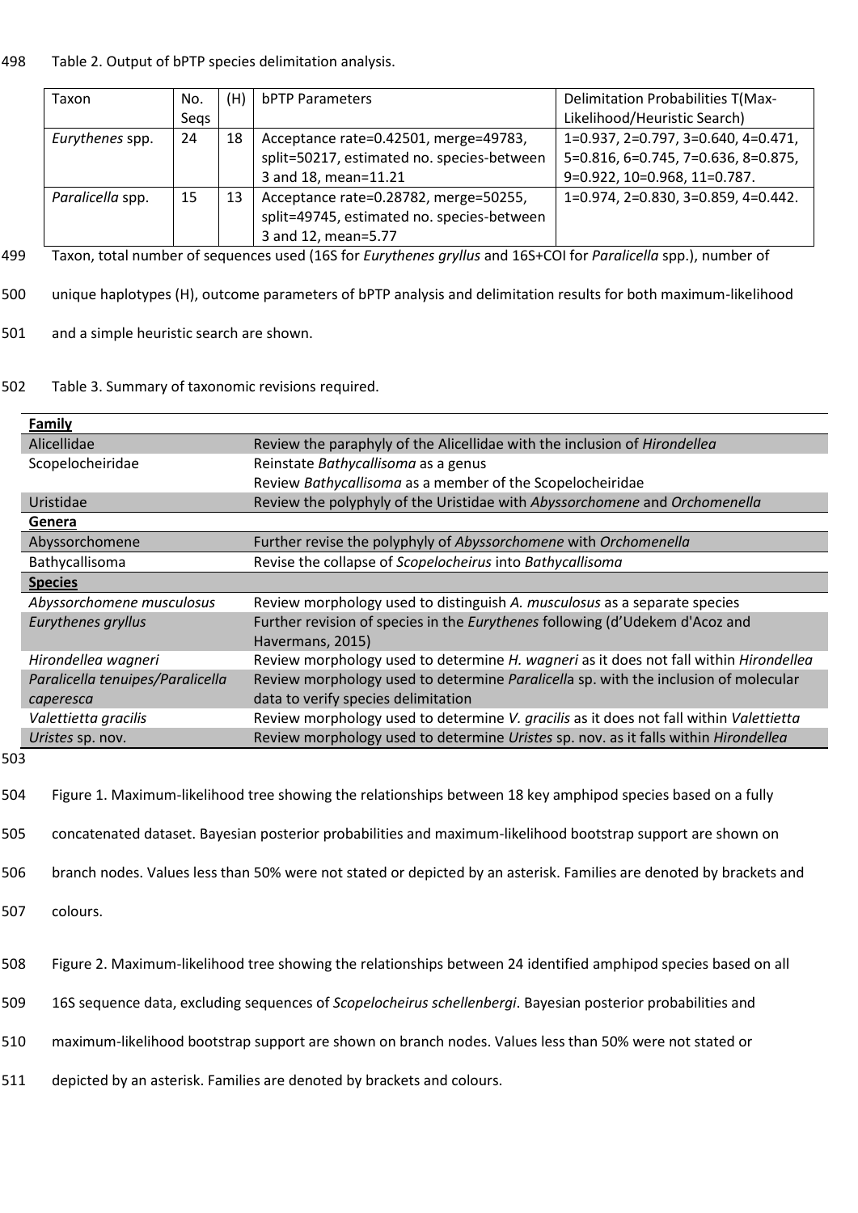Table 2. Output of bPTP species delimitation analysis.

| Taxon | No. Seqs | (H) | bPTP Parameters | Delimitation Probabilities T(Max-Likelihood/Heuristic Search) |
|---|---|---|---|---|
| *Eurythenes* spp. | 24 | 18 | Acceptance rate=0.42501, merge=49783, split=50217, estimated no. species-between 3 and 18, mean=11.21 | 1=0.937, 2=0.797, 3=0.640, 4=0.471, 5=0.816, 6=0.745, 7=0.636, 8=0.875, 9=0.922, 10=0.968, 11=0.787. |
| *Paralicella* spp. | 15 | 13 | Acceptance rate=0.28782, merge=50255, split=49745, estimated no. species-between 3 and 12, mean=5.77 | 1=0.974, 2=0.830, 3=0.859, 4=0.442. |

Taxon, total number of sequences used (16S for *Eurythenes gryllus* and 16S+COI for *Paralicella* spp.), number of unique haplotypes (H), outcome parameters of bPTP analysis and delimitation results for both maximum-likelihood and a simple heuristic search are shown.

Table 3. Summary of taxonomic revisions required.

| **Family** | |
|---|---|
| Alicellidae | Review the paraphyly of the Alicellidae with the inclusion of *Hirondellea* |
| Scopelocheiridae | Reinstate *Bathycallisoma* as a genus<br>Review *Bathycallisoma* as a member of the Scopelocheiridae |
| Uristidae | Review the polyphyly of the Uristidae with *Abyssorchomene* and *Orchomenella* |
| **Genera** | |
| Abyssorchomene | Further revise the polyphyly of *Abyssorchomene* with *Orchomenella* |
| Bathycallisoma | Revise the collapse of *Scopelocheirus* into *Bathycallisoma* |
| **Species** | |
| *Abyssorchomene musculosus* | Review morphology used to distinguish *A. musculosus* as a separate species |
| *Eurythenes gryllus* | Further revision of species in the *Eurythenes* following (d'Udekem d'Acoz and Havermans, 2015) |
| *Hirondellea wagneri* | Review morphology used to determine *H. wagneri* as it does not fall within *Hirondellea* |
| *Paralicella tenuipes/Paralicella caperesca* | Review morphology used to determine *Paralicella* sp. with the inclusion of molecular data to verify species delimitation |
| *Valettietta gracilis* | Review morphology used to determine *V. gracilis* as it does not fall within *Valettietta* |
| *Uristes* sp. nov. | Review morphology used to determine *Uristes* sp. nov. as it falls within *Hirondellea* |

Figure 1. Maximum-likelihood tree showing the relationships between 18 key amphipod species based on a fully concatenated dataset. Bayesian posterior probabilities and maximum-likelihood bootstrap support are shown on branch nodes. Values less than 50% were not stated or depicted by an asterisk. Families are denoted by brackets and colours.

Figure 2. Maximum-likelihood tree showing the relationships between 24 identified amphipod species based on all 16S sequence data, excluding sequences of *Scopelocheirus schellenbergi*. Bayesian posterior probabilities and maximum-likelihood bootstrap support are shown on branch nodes. Values less than 50% were not stated or depicted by an asterisk. Families are denoted by brackets and colours.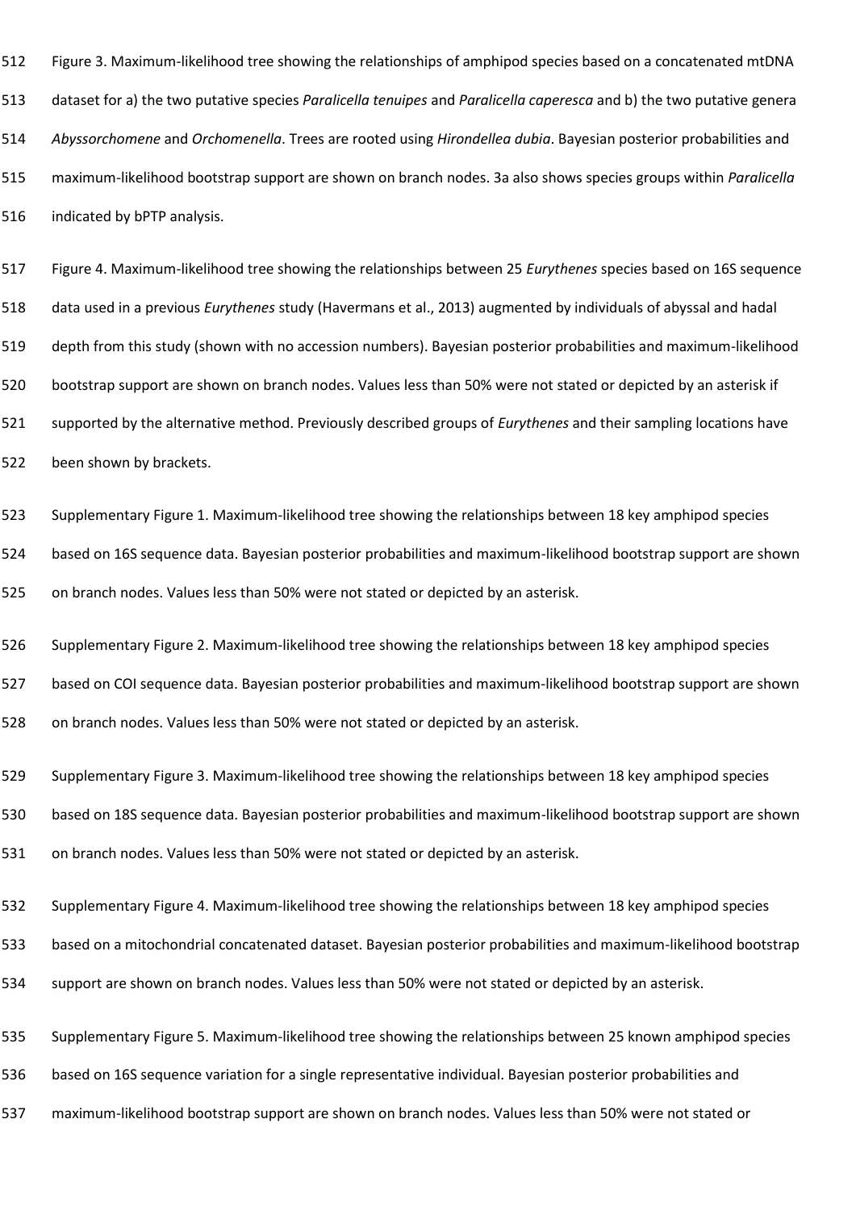Figure 3. Maximum-likelihood tree showing the relationships of amphipod species based on a concatenated mtDNA dataset for a) the two putative species *Paralicella tenuipes* and *Paralicella caperesca* and b) the two putative genera *Abyssorchomene* and *Orchomenella*. Trees are rooted using *Hirondellea dubia*. Bayesian posterior probabilities and maximum-likelihood bootstrap support are shown on branch nodes. 3a also shows species groups within *Paralicella* indicated by bPTP analysis.

Figure 4. Maximum-likelihood tree showing the relationships between 25 *Eurythenes* species based on 16S sequence data used in a previous *Eurythenes* study (Havermans et al., 2013) augmented by individuals of abyssal and hadal depth from this study (shown with no accession numbers). Bayesian posterior probabilities and maximum-likelihood bootstrap support are shown on branch nodes. Values less than 50% were not stated or depicted by an asterisk if supported by the alternative method. Previously described groups of *Eurythenes* and their sampling locations have been shown by brackets.

Supplementary Figure 1. Maximum-likelihood tree showing the relationships between 18 key amphipod species based on 16S sequence data. Bayesian posterior probabilities and maximum-likelihood bootstrap support are shown on branch nodes. Values less than 50% were not stated or depicted by an asterisk.

Supplementary Figure 2. Maximum-likelihood tree showing the relationships between 18 key amphipod species based on COI sequence data. Bayesian posterior probabilities and maximum-likelihood bootstrap support are shown on branch nodes. Values less than 50% were not stated or depicted by an asterisk.

Supplementary Figure 3. Maximum-likelihood tree showing the relationships between 18 key amphipod species based on 18S sequence data. Bayesian posterior probabilities and maximum-likelihood bootstrap support are shown on branch nodes. Values less than 50% were not stated or depicted by an asterisk.

Supplementary Figure 4. Maximum-likelihood tree showing the relationships between 18 key amphipod species based on a mitochondrial concatenated dataset. Bayesian posterior probabilities and maximum-likelihood bootstrap support are shown on branch nodes. Values less than 50% were not stated or depicted by an asterisk.

Supplementary Figure 5. Maximum-likelihood tree showing the relationships between 25 known amphipod species based on 16S sequence variation for a single representative individual. Bayesian posterior probabilities and maximum-likelihood bootstrap support are shown on branch nodes. Values less than 50% were not stated or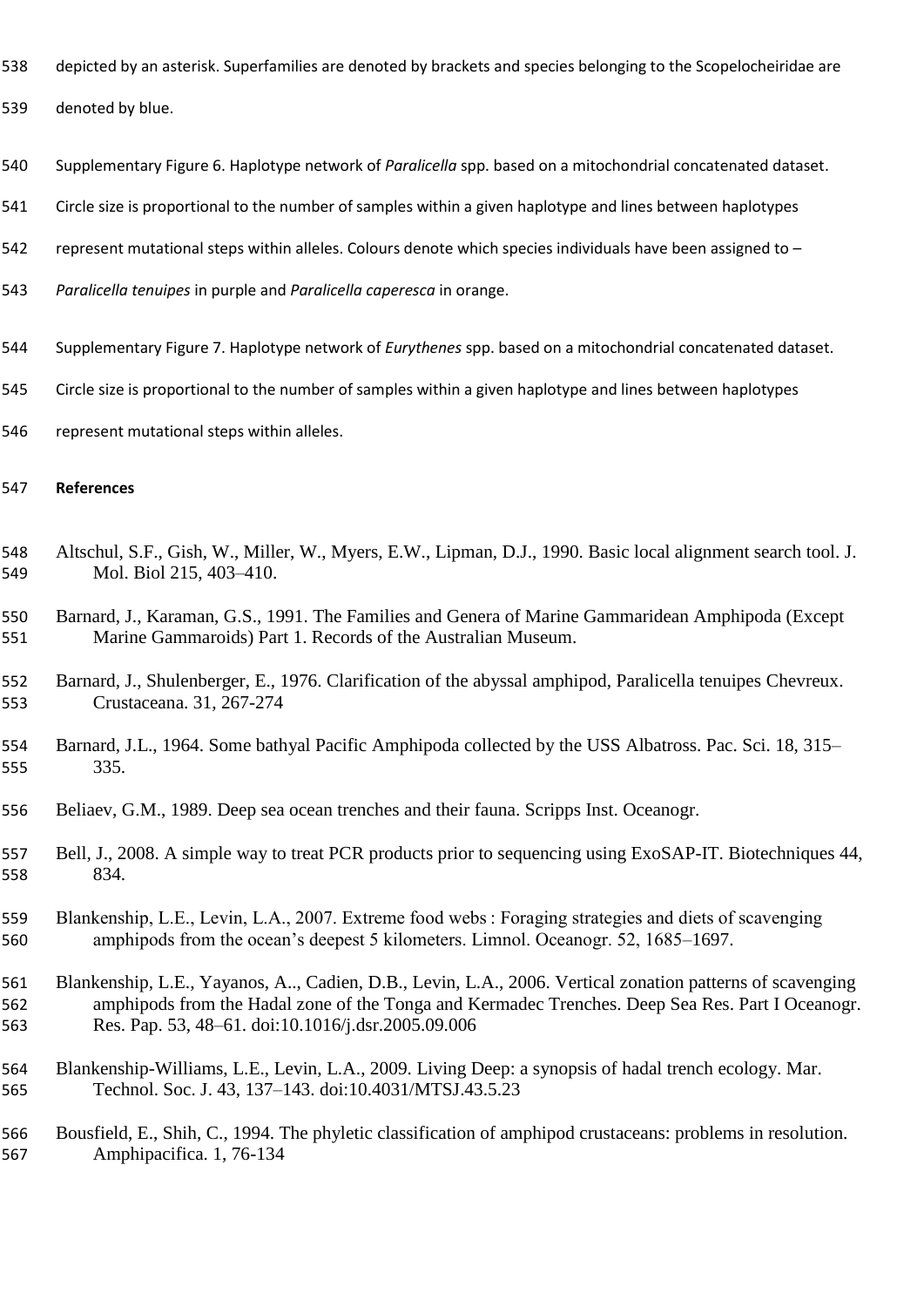depicted by an asterisk. Superfamilies are denoted by brackets and species belonging to the Scopelocheiridae are denoted by blue.

Supplementary Figure 6. Haplotype network of *Paralicella* spp. based on a mitochondrial concatenated dataset. Circle size is proportional to the number of samples within a given haplotype and lines between haplotypes represent mutational steps within alleles. Colours denote which species individuals have been assigned to – *Paralicella tenuipes* in purple and *Paralicella caperesca* in orange.

Supplementary Figure 7. Haplotype network of *Eurythenes* spp. based on a mitochondrial concatenated dataset. Circle size is proportional to the number of samples within a given haplotype and lines between haplotypes represent mutational steps within alleles.

**References**

Altschul, S.F., Gish, W., Miller, W., Myers, E.W., Lipman, D.J., 1990. Basic local alignment search tool. J. Mol. Biol 215, 403–410.

Barnard, J., Karaman, G.S., 1991. The Families and Genera of Marine Gammaridean Amphipoda (Except Marine Gammaroids) Part 1. Records of the Australian Museum.

Barnard, J., Shulenberger, E., 1976. Clarification of the abyssal amphipod, Paralicella tenuipes Chevreux. Crustaceana. 31, 267-274

Barnard, J.L., 1964. Some bathyal Pacific Amphipoda collected by the USS Albatross. Pac. Sci. 18, 315–335.

Beliaev, G.M., 1989. Deep sea ocean trenches and their fauna. Scripps Inst. Oceanogr.

Bell, J., 2008. A simple way to treat PCR products prior to sequencing using ExoSAP-IT. Biotechniques 44, 834.

Blankenship, L.E., Levin, L.A., 2007. Extreme food webs : Foraging strategies and diets of scavenging amphipods from the ocean's deepest 5 kilometers. Limnol. Oceanogr. 52, 1685–1697.

Blankenship, L.E., Yayanos, A.., Cadien, D.B., Levin, L.A., 2006. Vertical zonation patterns of scavenging amphipods from the Hadal zone of the Tonga and Kermadec Trenches. Deep Sea Res. Part I Oceanogr. Res. Pap. 53, 48–61. doi:10.1016/j.dsr.2005.09.006

Blankenship-Williams, L.E., Levin, L.A., 2009. Living Deep: a synopsis of hadal trench ecology. Mar. Technol. Soc. J. 43, 137–143. doi:10.4031/MTSJ.43.5.23

Bousfield, E., Shih, C., 1994. The phyletic classification of amphipod crustaceans: problems in resolution. Amphipacifica. 1, 76-134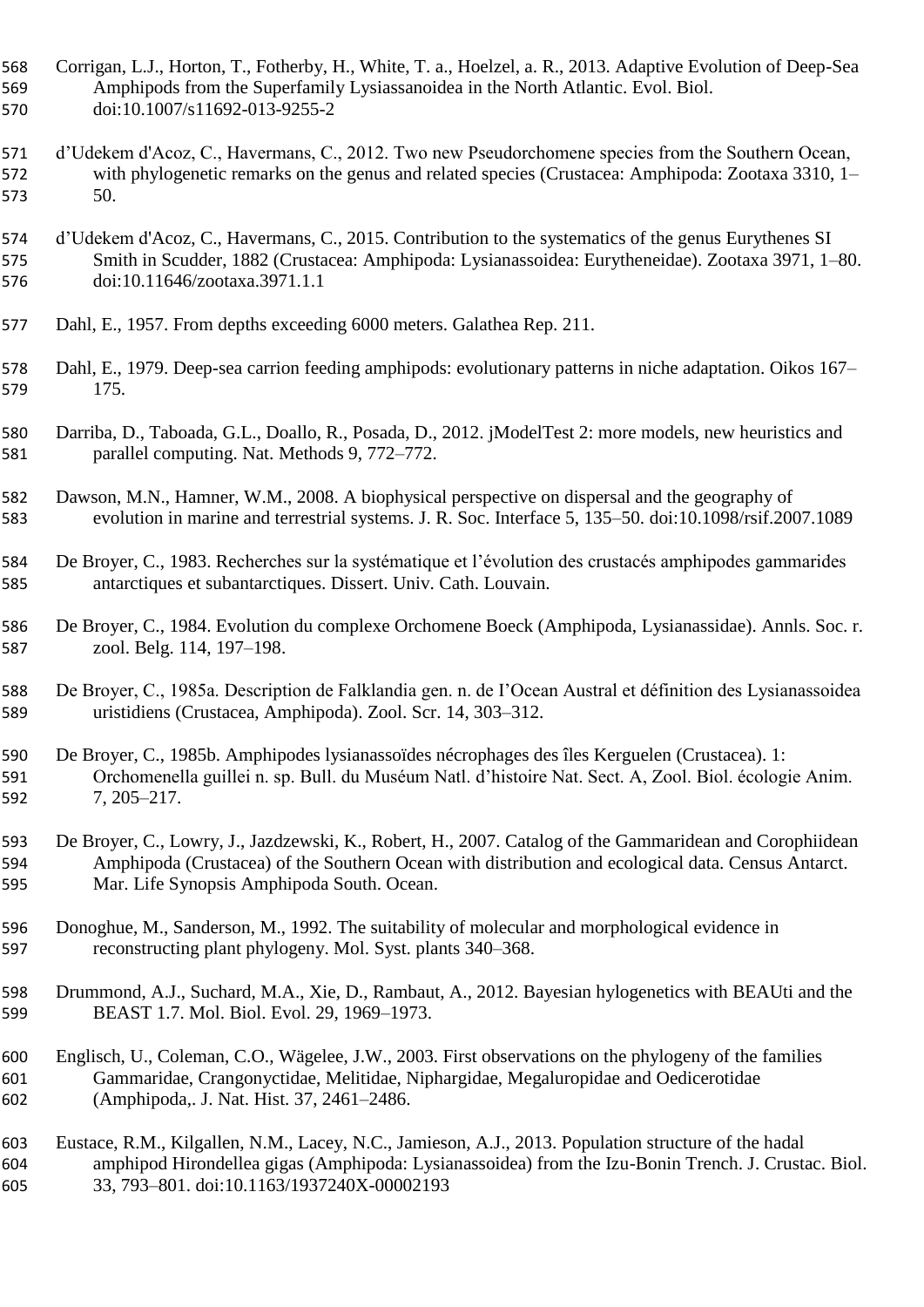Corrigan, L.J., Horton, T., Fotherby, H., White, T. a., Hoelzel, a. R., 2013. Adaptive Evolution of Deep-Sea Amphipods from the Superfamily Lysiassanoidea in the North Atlantic. Evol. Biol. doi:10.1007/s11692-013-9255-2

d'Udekem d'Acoz, C., Havermans, C., 2012. Two new Pseudorchomene species from the Southern Ocean, with phylogenetic remarks on the genus and related species (Crustacea: Amphipoda: Zootaxa 3310, 1–50.

d'Udekem d'Acoz, C., Havermans, C., 2015. Contribution to the systematics of the genus Eurythenes SI Smith in Scudder, 1882 (Crustacea: Amphipoda: Lysianassoidea: Eurytheneidae). Zootaxa 3971, 1–80. doi:10.11646/zootaxa.3971.1.1

Dahl, E., 1957. From depths exceeding 6000 meters. Galathea Rep. 211.

Dahl, E., 1979. Deep-sea carrion feeding amphipods: evolutionary patterns in niche adaptation. Oikos 167–175.

Darriba, D., Taboada, G.L., Doallo, R., Posada, D., 2012. jModelTest 2: more models, new heuristics and parallel computing. Nat. Methods 9, 772–772.

Dawson, M.N., Hamner, W.M., 2008. A biophysical perspective on dispersal and the geography of evolution in marine and terrestrial systems. J. R. Soc. Interface 5, 135–50. doi:10.1098/rsif.2007.1089

De Broyer, C., 1983. Recherches sur la systématique et l'évolution des crustacés amphipodes gammarides antarctiques et subantarctiques. Dissert. Univ. Cath. Louvain.

De Broyer, C., 1984. Evolution du complexe Orchomene Boeck (Amphipoda, Lysianassidae). Annls. Soc. r. zool. Belg. 114, 197–198.

De Broyer, C., 1985a. Description de Falklandia gen. n. de I'Ocean Austral et définition des Lysianassoidea uristidiens (Crustacea, Amphipoda). Zool. Scr. 14, 303–312.

De Broyer, C., 1985b. Amphipodes lysianassoïdes nécrophages des îles Kerguelen (Crustacea). 1: Orchomenella guillei n. sp. Bull. du Muséum Natl. d'histoire Nat. Sect. A, Zool. Biol. écologie Anim. 7, 205–217.

De Broyer, C., Lowry, J., Jazdzewski, K., Robert, H., 2007. Catalog of the Gammaridean and Corophiidean Amphipoda (Crustacea) of the Southern Ocean with distribution and ecological data. Census Antarct. Mar. Life Synopsis Amphipoda South. Ocean.

Donoghue, M., Sanderson, M., 1992. The suitability of molecular and morphological evidence in reconstructing plant phylogeny. Mol. Syst. plants 340–368.

Drummond, A.J., Suchard, M.A., Xie, D., Rambaut, A., 2012. Bayesian hylogenetics with BEAUti and the BEAST 1.7. Mol. Biol. Evol. 29, 1969–1973.

Englisch, U., Coleman, C.O., Wägelee, J.W., 2003. First observations on the phylogeny of the families Gammaridae, Crangonyctidae, Melitidae, Niphargidae, Megaluropidae and Oedicerotidae (Amphipoda,. J. Nat. Hist. 37, 2461–2486.

Eustace, R.M., Kilgallen, N.M., Lacey, N.C., Jamieson, A.J., 2013. Population structure of the hadal amphipod Hirondellea gigas (Amphipoda: Lysianassoidea) from the Izu-Bonin Trench. J. Crustac. Biol. 33, 793–801. doi:10.1163/1937240X-00002193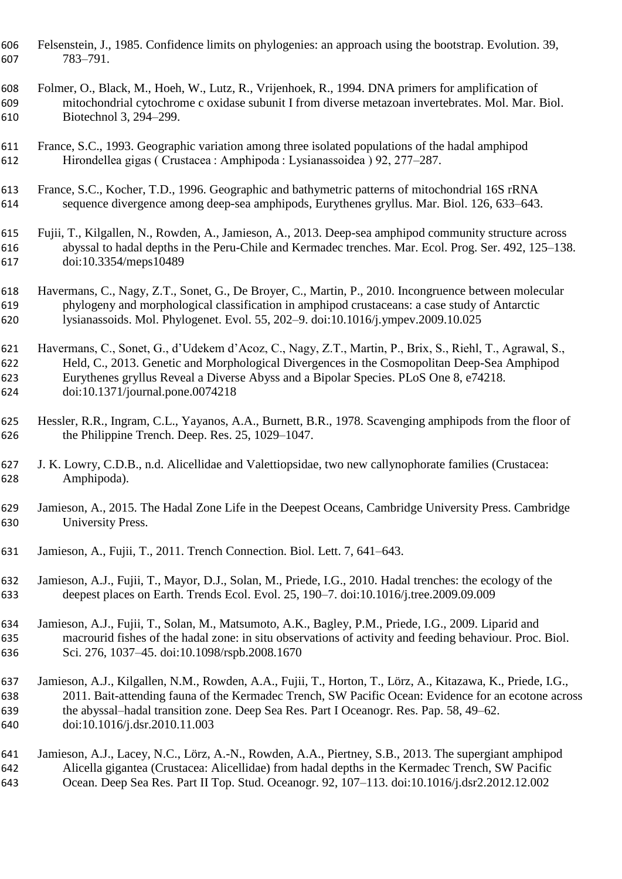Felsenstein, J., 1985. Confidence limits on phylogenies: an approach using the bootstrap. Evolution. 39, 783–791.

Folmer, O., Black, M., Hoeh, W., Lutz, R., Vrijenhoek, R., 1994. DNA primers for amplification of mitochondrial cytochrome c oxidase subunit I from diverse metazoan invertebrates. Mol. Mar. Biol. Biotechnol 3, 294–299.

France, S.C., 1993. Geographic variation among three isolated populations of the hadal amphipod Hirondellea gigas ( Crustacea : Amphipoda : Lysianassoidea ) 92, 277–287.

France, S.C., Kocher, T.D., 1996. Geographic and bathymetric patterns of mitochondrial 16S rRNA sequence divergence among deep-sea amphipods, Eurythenes gryllus. Mar. Biol. 126, 633–643.

Fujii, T., Kilgallen, N., Rowden, A., Jamieson, A., 2013. Deep-sea amphipod community structure across abyssal to hadal depths in the Peru-Chile and Kermadec trenches. Mar. Ecol. Prog. Ser. 492, 125–138. doi:10.3354/meps10489

Havermans, C., Nagy, Z.T., Sonet, G., De Broyer, C., Martin, P., 2010. Incongruence between molecular phylogeny and morphological classification in amphipod crustaceans: a case study of Antarctic lysianassoids. Mol. Phylogenet. Evol. 55, 202–9. doi:10.1016/j.ympev.2009.10.025

Havermans, C., Sonet, G., d'Udekem d'Acoz, C., Nagy, Z.T., Martin, P., Brix, S., Riehl, T., Agrawal, S., Held, C., 2013. Genetic and Morphological Divergences in the Cosmopolitan Deep-Sea Amphipod Eurythenes gryllus Reveal a Diverse Abyss and a Bipolar Species. PLoS One 8, e74218. doi:10.1371/journal.pone.0074218

Hessler, R.R., Ingram, C.L., Yayanos, A.A., Burnett, B.R., 1978. Scavenging amphipods from the floor of the Philippine Trench. Deep. Res. 25, 1029–1047.

J. K. Lowry, C.D.B., n.d. Alicellidae and Valettiopsidae, two new callynophorate families (Crustacea: Amphipoda).

Jamieson, A., 2015. The Hadal Zone Life in the Deepest Oceans, Cambridge University Press. Cambridge University Press.

Jamieson, A., Fujii, T., 2011. Trench Connection. Biol. Lett. 7, 641–643.

Jamieson, A.J., Fujii, T., Mayor, D.J., Solan, M., Priede, I.G., 2010. Hadal trenches: the ecology of the deepest places on Earth. Trends Ecol. Evol. 25, 190–7. doi:10.1016/j.tree.2009.09.009

Jamieson, A.J., Fujii, T., Solan, M., Matsumoto, A.K., Bagley, P.M., Priede, I.G., 2009. Liparid and macrourid fishes of the hadal zone: in situ observations of activity and feeding behaviour. Proc. Biol. Sci. 276, 1037–45. doi:10.1098/rspb.2008.1670

Jamieson, A.J., Kilgallen, N.M., Rowden, A.A., Fujii, T., Horton, T., Lörz, A., Kitazawa, K., Priede, I.G., 2011. Bait-attending fauna of the Kermadec Trench, SW Pacific Ocean: Evidence for an ecotone across the abyssal–hadal transition zone. Deep Sea Res. Part I Oceanogr. Res. Pap. 58, 49–62. doi:10.1016/j.dsr.2010.11.003

Jamieson, A.J., Lacey, N.C., Lörz, A.-N., Rowden, A.A., Piertney, S.B., 2013. The supergiant amphipod Alicella gigantea (Crustacea: Alicellidae) from hadal depths in the Kermadec Trench, SW Pacific Ocean. Deep Sea Res. Part II Top. Stud. Oceanogr. 92, 107–113. doi:10.1016/j.dsr2.2012.12.002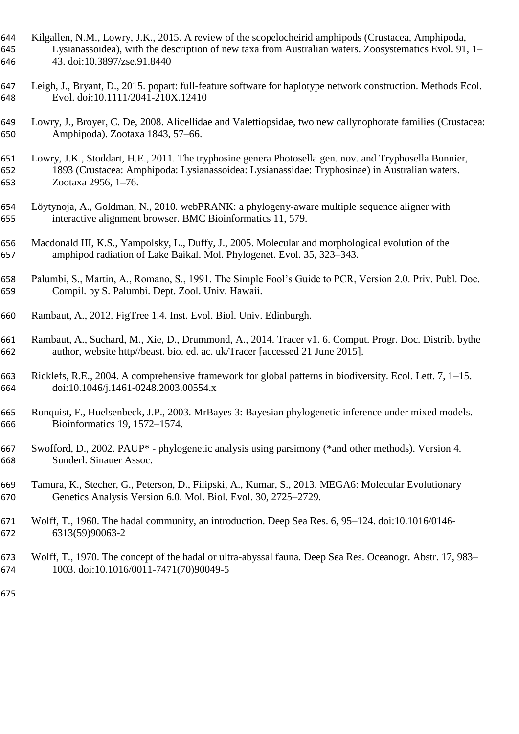Kilgallen, N.M., Lowry, J.K., 2015. A review of the scopelocheirid amphipods (Crustacea, Amphipoda, Lysianassoidea), with the description of new taxa from Australian waters. Zoosystematics Evol. 91, 1–43. doi:10.3897/zse.91.8440

Leigh, J., Bryant, D., 2015. popart: full-feature software for haplotype network construction. Methods Ecol. Evol. doi:10.1111/2041-210X.12410

Lowry, J., Broyer, C. De, 2008. Alicellidae and Valettiopsidae, two new callynophorate families (Crustacea: Amphipoda). Zootaxa 1843, 57–66.

Lowry, J.K., Stoddart, H.E., 2011. The tryphosine genera Photosella gen. nov. and Tryphosella Bonnier, 1893 (Crustacea: Amphipoda: Lysianassoidea: Lysianassidae: Tryphosinae) in Australian waters. Zootaxa 2956, 1–76.

Löytynoja, A., Goldman, N., 2010. webPRANK: a phylogeny-aware multiple sequence aligner with interactive alignment browser. BMC Bioinformatics 11, 579.

Macdonald III, K.S., Yampolsky, L., Duffy, J., 2005. Molecular and morphological evolution of the amphipod radiation of Lake Baikal. Mol. Phylogenet. Evol. 35, 323–343.

Palumbi, S., Martin, A., Romano, S., 1991. The Simple Fool's Guide to PCR, Version 2.0. Priv. Publ. Doc. Compil. by S. Palumbi. Dept. Zool. Univ. Hawaii.

Rambaut, A., 2012. FigTree 1.4. Inst. Evol. Biol. Univ. Edinburgh.

Rambaut, A., Suchard, M., Xie, D., Drummond, A., 2014. Tracer v1. 6. Comput. Progr. Doc. Distrib. bythe author, website http//beast. bio. ed. ac. uk/Tracer [accessed 21 June 2015].

Ricklefs, R.E., 2004. A comprehensive framework for global patterns in biodiversity. Ecol. Lett. 7, 1–15. doi:10.1046/j.1461-0248.2003.00554.x

Ronquist, F., Huelsenbeck, J.P., 2003. MrBayes 3: Bayesian phylogenetic inference under mixed models. Bioinformatics 19, 1572–1574.

Swofford, D., 2002. PAUP* - phylogenetic analysis using parsimony (*and other methods). Version 4. Sunderl. Sinauer Assoc.

Tamura, K., Stecher, G., Peterson, D., Filipski, A., Kumar, S., 2013. MEGA6: Molecular Evolutionary Genetics Analysis Version 6.0. Mol. Biol. Evol. 30, 2725–2729.

Wolff, T., 1960. The hadal community, an introduction. Deep Sea Res. 6, 95–124. doi:10.1016/0146-6313(59)90063-2

Wolff, T., 1970. The concept of the hadal or ultra-abyssal fauna. Deep Sea Res. Oceanogr. Abstr. 17, 983–1003. doi:10.1016/0011-7471(70)90049-5